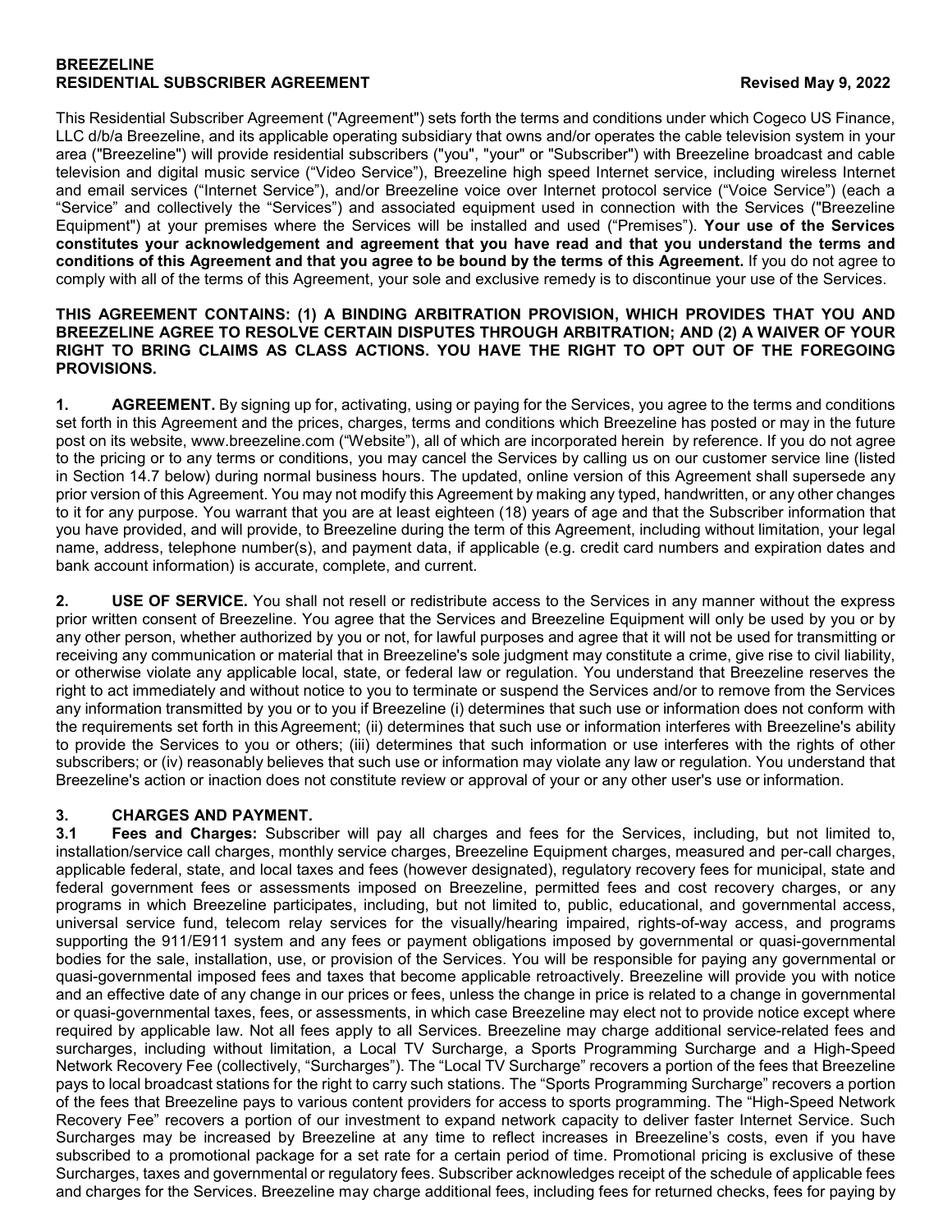**BREEZELINE**
**RESIDENTIAL SUBSCRIBER AGREEMENT** **Revised May 9, 2022**

This Residential Subscriber Agreement ("Agreement") sets forth the terms and conditions under which Cogeco US Finance, LLC d/b/a Breezeline, and its applicable operating subsidiary that owns and/or operates the cable television system in your area ("Breezeline") will provide residential subscribers ("you", "your" or "Subscriber") with Breezeline broadcast and cable television and digital music service ("Video Service"), Breezeline high speed Internet service, including wireless Internet and email services ("Internet Service"), and/or Breezeline voice over Internet protocol service ("Voice Service") (each a "Service" and collectively the "Services") and associated equipment used in connection with the Services ("Breezeline Equipment") at your premises where the Services will be installed and used ("Premises"). **Your use of the Services constitutes your acknowledgement and agreement that you have read and that you understand the terms and conditions of this Agreement and that you agree to be bound by the terms of this Agreement.** If you do not agree to comply with all of the terms of this Agreement, your sole and exclusive remedy is to discontinue your use of the Services.

**THIS AGREEMENT CONTAINS: (1) A BINDING ARBITRATION PROVISION, WHICH PROVIDES THAT YOU AND BREEZELINE AGREE TO RESOLVE CERTAIN DISPUTES THROUGH ARBITRATION; AND (2) A WAIVER OF YOUR RIGHT TO BRING CLAIMS AS CLASS ACTIONS. YOU HAVE THE RIGHT TO OPT OUT OF THE FOREGOING PROVISIONS.**

**1. AGREEMENT.** By signing up for, activating, using or paying for the Services, you agree to the terms and conditions set forth in this Agreement and the prices, charges, terms and conditions which Breezeline has posted or may in the future post on its website, www.breezeline.com ("Website"), all of which are incorporated herein by reference. If you do not agree to the pricing or to any terms or conditions, you may cancel the Services by calling us on our customer service line (listed in Section 14.7 below) during normal business hours. The updated, online version of this Agreement shall supersede any prior version of this Agreement. You may not modify this Agreement by making any typed, handwritten, or any other changes to it for any purpose. You warrant that you are at least eighteen (18) years of age and that the Subscriber information that you have provided, and will provide, to Breezeline during the term of this Agreement, including without limitation, your legal name, address, telephone number(s), and payment data, if applicable (e.g. credit card numbers and expiration dates and bank account information) is accurate, complete, and current.

**2. USE OF SERVICE.** You shall not resell or redistribute access to the Services in any manner without the express prior written consent of Breezeline. You agree that the Services and Breezeline Equipment will only be used by you or by any other person, whether authorized by you or not, for lawful purposes and agree that it will not be used for transmitting or receiving any communication or material that in Breezeline's sole judgment may constitute a crime, give rise to civil liability, or otherwise violate any applicable local, state, or federal law or regulation. You understand that Breezeline reserves the right to act immediately and without notice to you to terminate or suspend the Services and/or to remove from the Services any information transmitted by you or to you if Breezeline (i) determines that such use or information does not conform with the requirements set forth in this Agreement; (ii) determines that such use or information interferes with Breezeline's ability to provide the Services to you or others; (iii) determines that such information or use interferes with the rights of other subscribers; or (iv) reasonably believes that such use or information may violate any law or regulation. You understand that Breezeline's action or inaction does not constitute review or approval of your or any other user's use or information.

**3. CHARGES AND PAYMENT.**

**3.1 Fees and Charges:** Subscriber will pay all charges and fees for the Services, including, but not limited to, installation/service call charges, monthly service charges, Breezeline Equipment charges, measured and per-call charges, applicable federal, state, and local taxes and fees (however designated), regulatory recovery fees for municipal, state and federal government fees or assessments imposed on Breezeline, permitted fees and cost recovery charges, or any programs in which Breezeline participates, including, but not limited to, public, educational, and governmental access, universal service fund, telecom relay services for the visually/hearing impaired, rights-of-way access, and programs supporting the 911/E911 system and any fees or payment obligations imposed by governmental or quasi-governmental bodies for the sale, installation, use, or provision of the Services. You will be responsible for paying any governmental or quasi-governmental imposed fees and taxes that become applicable retroactively. Breezeline will provide you with notice and an effective date of any change in our prices or fees, unless the change in price is related to a change in governmental or quasi-governmental taxes, fees, or assessments, in which case Breezeline may elect not to provide notice except where required by applicable law. Not all fees apply to all Services. Breezeline may charge additional service-related fees and surcharges, including without limitation, a Local TV Surcharge, a Sports Programming Surcharge and a High-Speed Network Recovery Fee (collectively, "Surcharges"). The "Local TV Surcharge" recovers a portion of the fees that Breezeline pays to local broadcast stations for the right to carry such stations. The "Sports Programming Surcharge" recovers a portion of the fees that Breezeline pays to various content providers for access to sports programming. The "High-Speed Network Recovery Fee" recovers a portion of our investment to expand network capacity to deliver faster Internet Service. Such Surcharges may be increased by Breezeline at any time to reflect increases in Breezeline's costs, even if you have subscribed to a promotional package for a set rate for a certain period of time. Promotional pricing is exclusive of these Surcharges, taxes and governmental or regulatory fees. Subscriber acknowledges receipt of the schedule of applicable fees and charges for the Services. Breezeline may charge additional fees, including fees for returned checks, fees for paying by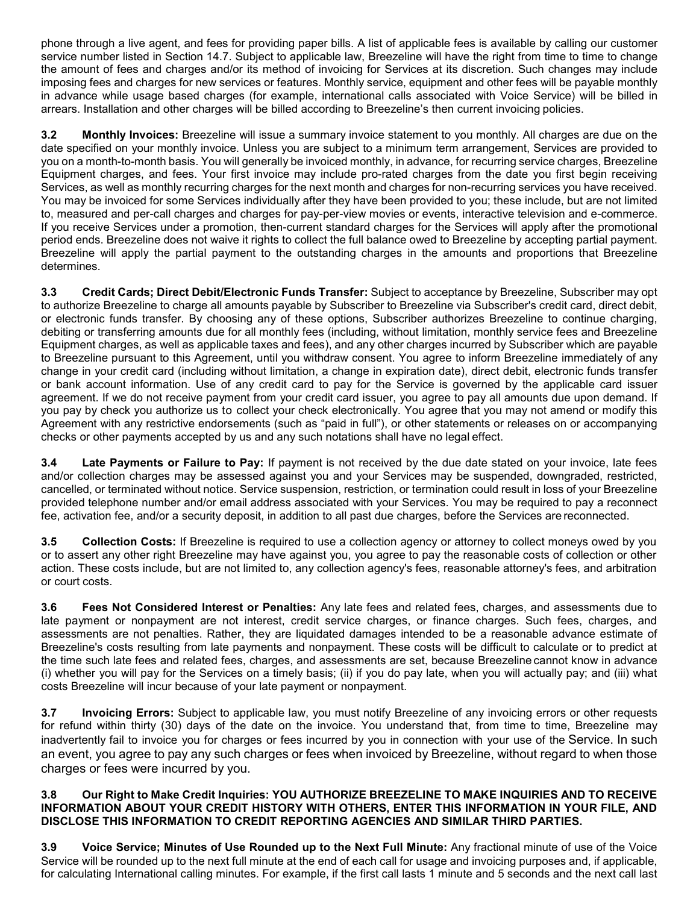phone through a live agent, and fees for providing paper bills. A list of applicable fees is available by calling our customer service number listed in Section 14.7. Subject to applicable law, Breezeline will have the right from time to time to change the amount of fees and charges and/or its method of invoicing for Services at its discretion. Such changes may include imposing fees and charges for new services or features. Monthly service, equipment and other fees will be payable monthly in advance while usage based charges (for example, international calls associated with Voice Service) will be billed in arrears. Installation and other charges will be billed according to Breezeline's then current invoicing policies.

**3.2 Monthly Invoices:** Breezeline will issue a summary invoice statement to you monthly. All charges are due on the date specified on your monthly invoice. Unless you are subject to a minimum term arrangement, Services are provided to you on a month-to-month basis. You will generally be invoiced monthly, in advance, for recurring service charges, Breezeline Equipment charges, and fees. Your first invoice may include pro-rated charges from the date you first begin receiving Services, as well as monthly recurring charges for the next month and charges for non-recurring services you have received. You may be invoiced for some Services individually after they have been provided to you; these include, but are not limited to, measured and per-call charges and charges for pay-per-view movies or events, interactive television and e-commerce. If you receive Services under a promotion, then-current standard charges for the Services will apply after the promotional period ends. Breezeline does not waive it rights to collect the full balance owed to Breezeline by accepting partial payment. Breezeline will apply the partial payment to the outstanding charges in the amounts and proportions that Breezeline determines.

**3.3 Credit Cards; Direct Debit/Electronic Funds Transfer:** Subject to acceptance by Breezeline, Subscriber may opt to authorize Breezeline to charge all amounts payable by Subscriber to Breezeline via Subscriber's credit card, direct debit, or electronic funds transfer. By choosing any of these options, Subscriber authorizes Breezeline to continue charging, debiting or transferring amounts due for all monthly fees (including, without limitation, monthly service fees and Breezeline Equipment charges, as well as applicable taxes and fees), and any other charges incurred by Subscriber which are payable to Breezeline pursuant to this Agreement, until you withdraw consent. You agree to inform Breezeline immediately of any change in your credit card (including without limitation, a change in expiration date), direct debit, electronic funds transfer or bank account information. Use of any credit card to pay for the Service is governed by the applicable card issuer agreement. If we do not receive payment from your credit card issuer, you agree to pay all amounts due upon demand. If you pay by check you authorize us to collect your check electronically. You agree that you may not amend or modify this Agreement with any restrictive endorsements (such as "paid in full"), or other statements or releases on or accompanying checks or other payments accepted by us and any such notations shall have no legal effect.

**3.4 Late Payments or Failure to Pay:** If payment is not received by the due date stated on your invoice, late fees and/or collection charges may be assessed against you and your Services may be suspended, downgraded, restricted, cancelled, or terminated without notice. Service suspension, restriction, or termination could result in loss of your Breezeline provided telephone number and/or email address associated with your Services. You may be required to pay a reconnect fee, activation fee, and/or a security deposit, in addition to all past due charges, before the Services are reconnected.

**3.5 Collection Costs:** If Breezeline is required to use a collection agency or attorney to collect moneys owed by you or to assert any other right Breezeline may have against you, you agree to pay the reasonable costs of collection or other action. These costs include, but are not limited to, any collection agency's fees, reasonable attorney's fees, and arbitration or court costs.

**3.6 Fees Not Considered Interest or Penalties:** Any late fees and related fees, charges, and assessments due to late payment or nonpayment are not interest, credit service charges, or finance charges. Such fees, charges, and assessments are not penalties. Rather, they are liquidated damages intended to be a reasonable advance estimate of Breezeline's costs resulting from late payments and nonpayment. These costs will be difficult to calculate or to predict at the time such late fees and related fees, charges, and assessments are set, because Breezeline cannot know in advance (i) whether you will pay for the Services on a timely basis; (ii) if you do pay late, when you will actually pay; and (iii) what costs Breezeline will incur because of your late payment or nonpayment.

**3.7 Invoicing Errors:** Subject to applicable law, you must notify Breezeline of any invoicing errors or other requests for refund within thirty (30) days of the date on the invoice. You understand that, from time to time, Breezeline may inadvertently fail to invoice you for charges or fees incurred by you in connection with your use of the Service. In such an event, you agree to pay any such charges or fees when invoiced by Breezeline, without regard to when those charges or fees were incurred by you.

**3.8 Our Right to Make Credit Inquiries: YOU AUTHORIZE BREEZELINE TO MAKE INQUIRIES AND TO RECEIVE INFORMATION ABOUT YOUR CREDIT HISTORY WITH OTHERS, ENTER THIS INFORMATION IN YOUR FILE, AND DISCLOSE THIS INFORMATION TO CREDIT REPORTING AGENCIES AND SIMILAR THIRD PARTIES.**

**3.9 Voice Service; Minutes of Use Rounded up to the Next Full Minute:** Any fractional minute of use of the Voice Service will be rounded up to the next full minute at the end of each call for usage and invoicing purposes and, if applicable, for calculating International calling minutes. For example, if the first call lasts 1 minute and 5 seconds and the next call last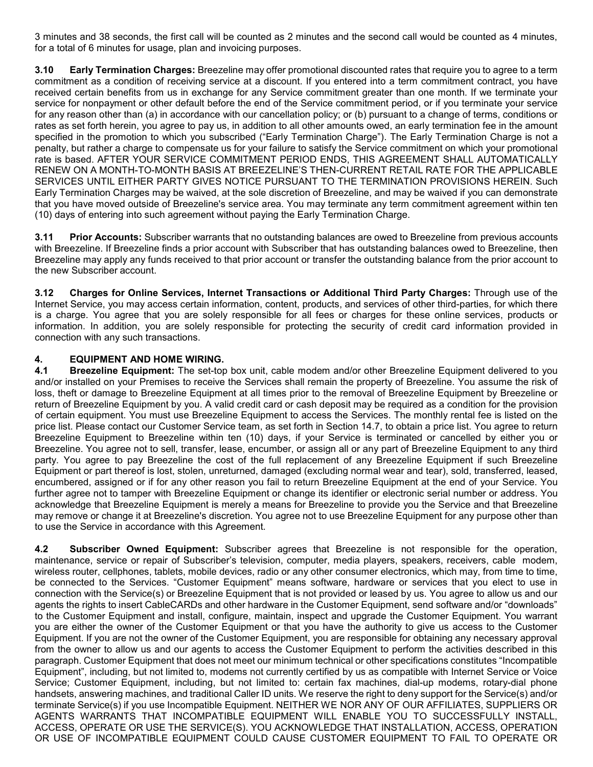3 minutes and 38 seconds, the first call will be counted as 2 minutes and the second call would be counted as 4 minutes, for a total of 6 minutes for usage, plan and invoicing purposes.

**3.10 Early Termination Charges:** Breezeline may offer promotional discounted rates that require you to agree to a term commitment as a condition of receiving service at a discount. If you entered into a term commitment contract, you have received certain benefits from us in exchange for any Service commitment greater than one month. If we terminate your service for nonpayment or other default before the end of the Service commitment period, or if you terminate your service for any reason other than (a) in accordance with our cancellation policy; or (b) pursuant to a change of terms, conditions or rates as set forth herein, you agree to pay us, in addition to all other amounts owed, an early termination fee in the amount specified in the promotion to which you subscribed ("Early Termination Charge"). The Early Termination Charge is not a penalty, but rather a charge to compensate us for your failure to satisfy the Service commitment on which your promotional rate is based. AFTER YOUR SERVICE COMMITMENT PERIOD ENDS, THIS AGREEMENT SHALL AUTOMATICALLY RENEW ON A MONTH-TO-MONTH BASIS AT BREEZELINE'S THEN-CURRENT RETAIL RATE FOR THE APPLICABLE SERVICES UNTIL EITHER PARTY GIVES NOTICE PURSUANT TO THE TERMINATION PROVISIONS HEREIN. Such Early Termination Charges may be waived, at the sole discretion of Breezeline, and may be waived if you can demonstrate that you have moved outside of Breezeline's service area. You may terminate any term commitment agreement within ten (10) days of entering into such agreement without paying the Early Termination Charge.

**3.11 Prior Accounts:** Subscriber warrants that no outstanding balances are owed to Breezeline from previous accounts with Breezeline. If Breezeline finds a prior account with Subscriber that has outstanding balances owed to Breezeline, then Breezeline may apply any funds received to that prior account or transfer the outstanding balance from the prior account to the new Subscriber account.

**3.12 Charges for Online Services, Internet Transactions or Additional Third Party Charges:** Through use of the Internet Service, you may access certain information, content, products, and services of other third-parties, for which there is a charge. You agree that you are solely responsible for all fees or charges for these online services, products or information. In addition, you are solely responsible for protecting the security of credit card information provided in connection with any such transactions.

## 4. EQUIPMENT AND HOME WIRING.

**4.1 Breezeline Equipment:** The set-top box unit, cable modem and/or other Breezeline Equipment delivered to you and/or installed on your Premises to receive the Services shall remain the property of Breezeline. You assume the risk of loss, theft or damage to Breezeline Equipment at all times prior to the removal of Breezeline Equipment by Breezeline or return of Breezeline Equipment by you. A valid credit card or cash deposit may be required as a condition for the provision of certain equipment. You must use Breezeline Equipment to access the Services. The monthly rental fee is listed on the price list. Please contact our Customer Service team, as set forth in Section 14.7, to obtain a price list. You agree to return Breezeline Equipment to Breezeline within ten (10) days, if your Service is terminated or cancelled by either you or Breezeline. You agree not to sell, transfer, lease, encumber, or assign all or any part of Breezeline Equipment to any third party. You agree to pay Breezeline the cost of the full replacement of any Breezeline Equipment if such Breezeline Equipment or part thereof is lost, stolen, unreturned, damaged (excluding normal wear and tear), sold, transferred, leased, encumbered, assigned or if for any other reason you fail to return Breezeline Equipment at the end of your Service. You further agree not to tamper with Breezeline Equipment or change its identifier or electronic serial number or address. You acknowledge that Breezeline Equipment is merely a means for Breezeline to provide you the Service and that Breezeline may remove or change it at Breezeline's discretion. You agree not to use Breezeline Equipment for any purpose other than to use the Service in accordance with this Agreement.

**4.2 Subscriber Owned Equipment:** Subscriber agrees that Breezeline is not responsible for the operation, maintenance, service or repair of Subscriber's television, computer, media players, speakers, receivers, cable modem, wireless router, cellphones, tablets, mobile devices, radio or any other consumer electronics, which may, from time to time, be connected to the Services. "Customer Equipment" means software, hardware or services that you elect to use in connection with the Service(s) or Breezeline Equipment that is not provided or leased by us. You agree to allow us and our agents the rights to insert CableCARDs and other hardware in the Customer Equipment, send software and/or "downloads" to the Customer Equipment and install, configure, maintain, inspect and upgrade the Customer Equipment. You warrant you are either the owner of the Customer Equipment or that you have the authority to give us access to the Customer Equipment. If you are not the owner of the Customer Equipment, you are responsible for obtaining any necessary approval from the owner to allow us and our agents to access the Customer Equipment to perform the activities described in this paragraph. Customer Equipment that does not meet our minimum technical or other specifications constitutes "Incompatible Equipment", including, but not limited to, modems not currently certified by us as compatible with Internet Service or Voice Service; Customer Equipment, including, but not limited to: certain fax machines, dial-up modems, rotary-dial phone handsets, answering machines, and traditional Caller ID units. We reserve the right to deny support for the Service(s) and/or terminate Service(s) if you use Incompatible Equipment. NEITHER WE NOR ANY OF OUR AFFILIATES, SUPPLIERS OR AGENTS WARRANTS THAT INCOMPATIBLE EQUIPMENT WILL ENABLE YOU TO SUCCESSFULLY INSTALL, ACCESS, OPERATE OR USE THE SERVICE(S). YOU ACKNOWLEDGE THAT INSTALLATION, ACCESS, OPERATION OR USE OF INCOMPATIBLE EQUIPMENT COULD CAUSE CUSTOMER EQUIPMENT TO FAIL TO OPERATE OR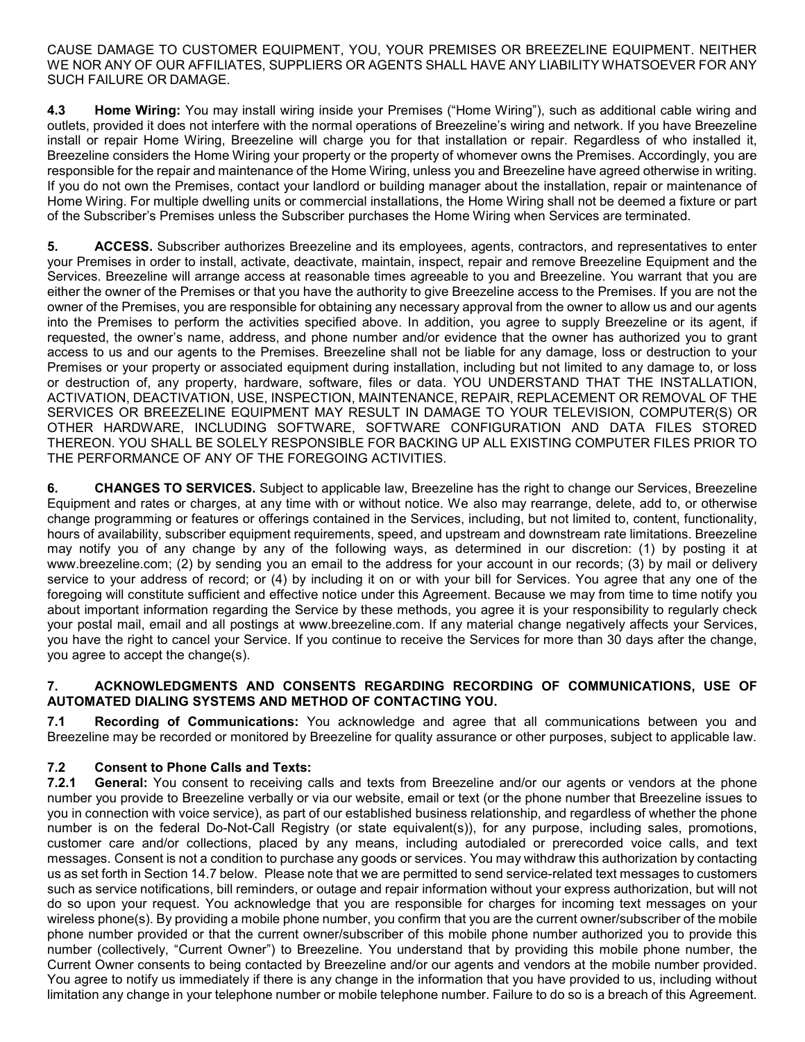CAUSE DAMAGE TO CUSTOMER EQUIPMENT, YOU, YOUR PREMISES OR BREEZELINE EQUIPMENT. NEITHER WE NOR ANY OF OUR AFFILIATES, SUPPLIERS OR AGENTS SHALL HAVE ANY LIABILITY WHATSOEVER FOR ANY SUCH FAILURE OR DAMAGE.

**4.3 Home Wiring:** You may install wiring inside your Premises ("Home Wiring"), such as additional cable wiring and outlets, provided it does not interfere with the normal operations of Breezeline's wiring and network. If you have Breezeline install or repair Home Wiring, Breezeline will charge you for that installation or repair. Regardless of who installed it, Breezeline considers the Home Wiring your property or the property of whomever owns the Premises. Accordingly, you are responsible for the repair and maintenance of the Home Wiring, unless you and Breezeline have agreed otherwise in writing. If you do not own the Premises, contact your landlord or building manager about the installation, repair or maintenance of Home Wiring. For multiple dwelling units or commercial installations, the Home Wiring shall not be deemed a fixture or part of the Subscriber's Premises unless the Subscriber purchases the Home Wiring when Services are terminated.

**5. ACCESS.** Subscriber authorizes Breezeline and its employees, agents, contractors, and representatives to enter your Premises in order to install, activate, deactivate, maintain, inspect, repair and remove Breezeline Equipment and the Services. Breezeline will arrange access at reasonable times agreeable to you and Breezeline. You warrant that you are either the owner of the Premises or that you have the authority to give Breezeline access to the Premises. If you are not the owner of the Premises, you are responsible for obtaining any necessary approval from the owner to allow us and our agents into the Premises to perform the activities specified above. In addition, you agree to supply Breezeline or its agent, if requested, the owner's name, address, and phone number and/or evidence that the owner has authorized you to grant access to us and our agents to the Premises. Breezeline shall not be liable for any damage, loss or destruction to your Premises or your property or associated equipment during installation, including but not limited to any damage to, or loss or destruction of, any property, hardware, software, files or data. YOU UNDERSTAND THAT THE INSTALLATION, ACTIVATION, DEACTIVATION, USE, INSPECTION, MAINTENANCE, REPAIR, REPLACEMENT OR REMOVAL OF THE SERVICES OR BREEZELINE EQUIPMENT MAY RESULT IN DAMAGE TO YOUR TELEVISION, COMPUTER(S) OR OTHER HARDWARE, INCLUDING SOFTWARE, SOFTWARE CONFIGURATION AND DATA FILES STORED THEREON. YOU SHALL BE SOLELY RESPONSIBLE FOR BACKING UP ALL EXISTING COMPUTER FILES PRIOR TO THE PERFORMANCE OF ANY OF THE FOREGOING ACTIVITIES.

**6. CHANGES TO SERVICES.** Subject to applicable law, Breezeline has the right to change our Services, Breezeline Equipment and rates or charges, at any time with or without notice. We also may rearrange, delete, add to, or otherwise change programming or features or offerings contained in the Services, including, but not limited to, content, functionality, hours of availability, subscriber equipment requirements, speed, and upstream and downstream rate limitations. Breezeline may notify you of any change by any of the following ways, as determined in our discretion: (1) by posting it at www.breezeline.com; (2) by sending you an email to the address for your account in our records; (3) by mail or delivery service to your address of record; or (4) by including it on or with your bill for Services. You agree that any one of the foregoing will constitute sufficient and effective notice under this Agreement. Because we may from time to time notify you about important information regarding the Service by these methods, you agree it is your responsibility to regularly check your postal mail, email and all postings at www.breezeline.com. If any material change negatively affects your Services, you have the right to cancel your Service. If you continue to receive the Services for more than 30 days after the change, you agree to accept the change(s).

**7. ACKNOWLEDGMENTS AND CONSENTS REGARDING RECORDING OF COMMUNICATIONS, USE OF AUTOMATED DIALING SYSTEMS AND METHOD OF CONTACTING YOU.**

**7.1 Recording of Communications:** You acknowledge and agree that all communications between you and Breezeline may be recorded or monitored by Breezeline for quality assurance or other purposes, subject to applicable law.

**7.2 Consent to Phone Calls and Texts:**

**7.2.1 General:** You consent to receiving calls and texts from Breezeline and/or our agents or vendors at the phone number you provide to Breezeline verbally or via our website, email or text (or the phone number that Breezeline issues to you in connection with voice service), as part of our established business relationship, and regardless of whether the phone number is on the federal Do-Not-Call Registry (or state equivalent(s)), for any purpose, including sales, promotions, customer care and/or collections, placed by any means, including autodialed or prerecorded voice calls, and text messages. Consent is not a condition to purchase any goods or services. You may withdraw this authorization by contacting us as set forth in Section 14.7 below. Please note that we are permitted to send service-related text messages to customers such as service notifications, bill reminders, or outage and repair information without your express authorization, but will not do so upon your request. You acknowledge that you are responsible for charges for incoming text messages on your wireless phone(s). By providing a mobile phone number, you confirm that you are the current owner/subscriber of the mobile phone number provided or that the current owner/subscriber of this mobile phone number authorized you to provide this number (collectively, "Current Owner") to Breezeline. You understand that by providing this mobile phone number, the Current Owner consents to being contacted by Breezeline and/or our agents and vendors at the mobile number provided. You agree to notify us immediately if there is any change in the information that you have provided to us, including without limitation any change in your telephone number or mobile telephone number. Failure to do so is a breach of this Agreement.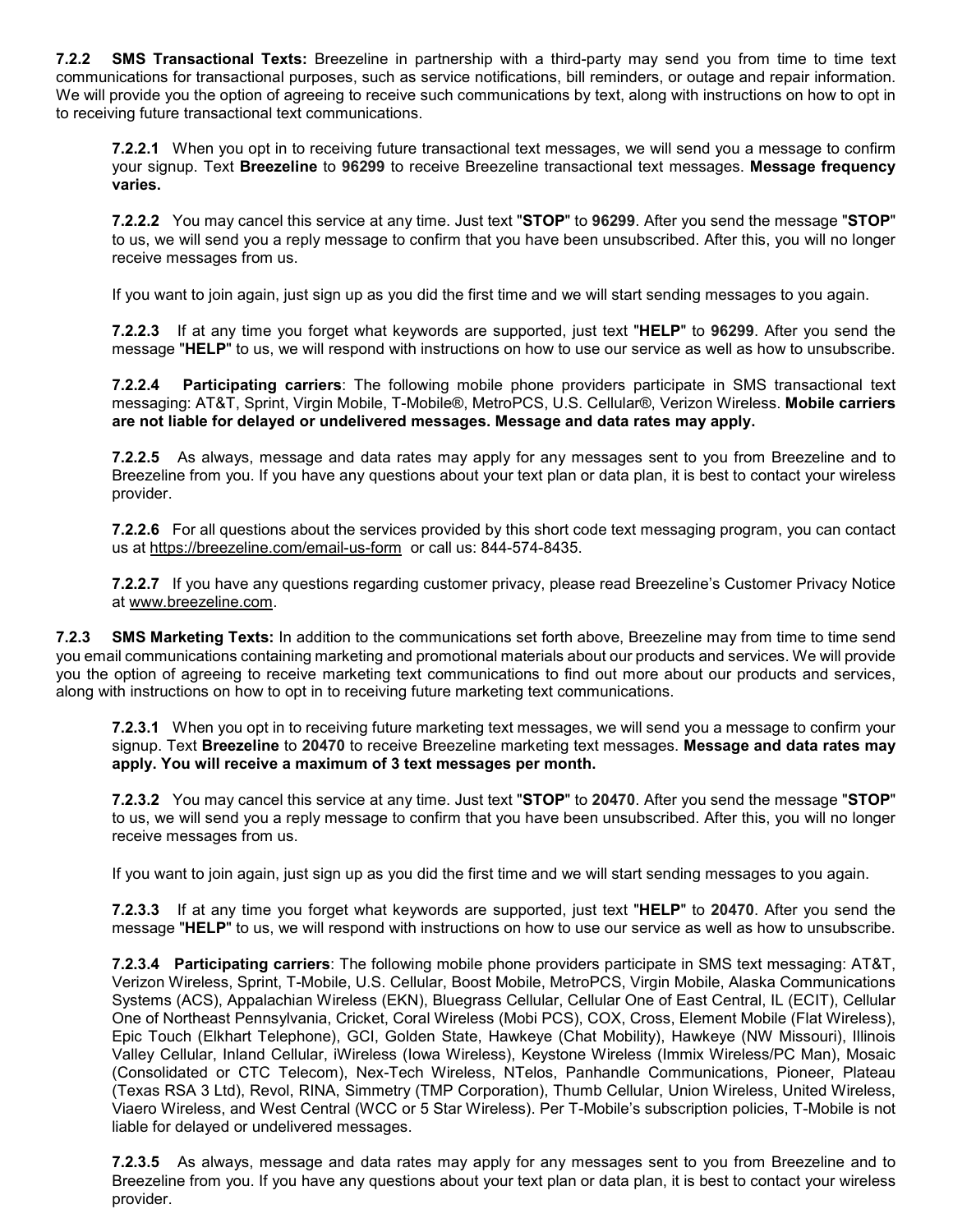**7.2.2 SMS Transactional Texts:** Breezeline in partnership with a third-party may send you from time to time text communications for transactional purposes, such as service notifications, bill reminders, or outage and repair information. We will provide you the option of agreeing to receive such communications by text, along with instructions on how to opt in to receiving future transactional text communications.

> **7.2.2.1** When you opt in to receiving future transactional text messages, we will send you a message to confirm your signup. Text **Breezeline** to **96299** to receive Breezeline transactional text messages. **Message frequency varies.**
>
> **7.2.2.2** You may cancel this service at any time. Just text "**STOP**" to **96299**. After you send the message "**STOP**" to us, we will send you a reply message to confirm that you have been unsubscribed. After this, you will no longer receive messages from us.
>
> If you want to join again, just sign up as you did the first time and we will start sending messages to you again.
>
> **7.2.2.3** If at any time you forget what keywords are supported, just text "**HELP**" to **96299**. After you send the message "**HELP**" to us, we will respond with instructions on how to use our service as well as how to unsubscribe.
>
> **7.2.2.4 Participating carriers**: The following mobile phone providers participate in SMS transactional text messaging: AT&T, Sprint, Virgin Mobile, T-Mobile®, MetroPCS, U.S. Cellular®, Verizon Wireless. **Mobile carriers are not liable for delayed or undelivered messages. Message and data rates may apply.**
>
> **7.2.2.5** As always, message and data rates may apply for any messages sent to you from Breezeline and to Breezeline from you. If you have any questions about your text plan or data plan, it is best to contact your wireless provider.
>
> **7.2.2.6** For all questions about the services provided by this short code text messaging program, you can contact us at https://breezeline.com/email-us-form or call us: 844-574-8435.
>
> **7.2.2.7** If you have any questions regarding customer privacy, please read Breezeline's Customer Privacy Notice at www.breezeline.com.

**7.2.3 SMS Marketing Texts:** In addition to the communications set forth above, Breezeline may from time to time send you email communications containing marketing and promotional materials about our products and services. We will provide you the option of agreeing to receive marketing text communications to find out more about our products and services, along with instructions on how to opt in to receiving future marketing text communications.

> **7.2.3.1** When you opt in to receiving future marketing text messages, we will send you a message to confirm your signup. Text **Breezeline** to **20470** to receive Breezeline marketing text messages. **Message and data rates may apply. You will receive a maximum of 3 text messages per month.**
>
> **7.2.3.2** You may cancel this service at any time. Just text "**STOP**" to **20470**. After you send the message "**STOP**" to us, we will send you a reply message to confirm that you have been unsubscribed. After this, you will no longer receive messages from us.
>
> If you want to join again, just sign up as you did the first time and we will start sending messages to you again.
>
> **7.2.3.3** If at any time you forget what keywords are supported, just text "**HELP**" to **20470**. After you send the message "**HELP**" to us, we will respond with instructions on how to use our service as well as how to unsubscribe.
>
> **7.2.3.4 Participating carriers**: The following mobile phone providers participate in SMS text messaging: AT&T, Verizon Wireless, Sprint, T-Mobile, U.S. Cellular, Boost Mobile, MetroPCS, Virgin Mobile, Alaska Communications Systems (ACS), Appalachian Wireless (EKN), Bluegrass Cellular, Cellular One of East Central, IL (ECIT), Cellular One of Northeast Pennsylvania, Cricket, Coral Wireless (Mobi PCS), COX, Cross, Element Mobile (Flat Wireless), Epic Touch (Elkhart Telephone), GCI, Golden State, Hawkeye (Chat Mobility), Hawkeye (NW Missouri), Illinois Valley Cellular, Inland Cellular, iWireless (Iowa Wireless), Keystone Wireless (Immix Wireless/PC Man), Mosaic (Consolidated or CTC Telecom), Nex-Tech Wireless, NTelos, Panhandle Communications, Pioneer, Plateau (Texas RSA 3 Ltd), Revol, RINA, Simmetry (TMP Corporation), Thumb Cellular, Union Wireless, United Wireless, Viaero Wireless, and West Central (WCC or 5 Star Wireless). Per T-Mobile's subscription policies, T-Mobile is not liable for delayed or undelivered messages.
>
> **7.2.3.5** As always, message and data rates may apply for any messages sent to you from Breezeline and to Breezeline from you. If you have any questions about your text plan or data plan, it is best to contact your wireless provider.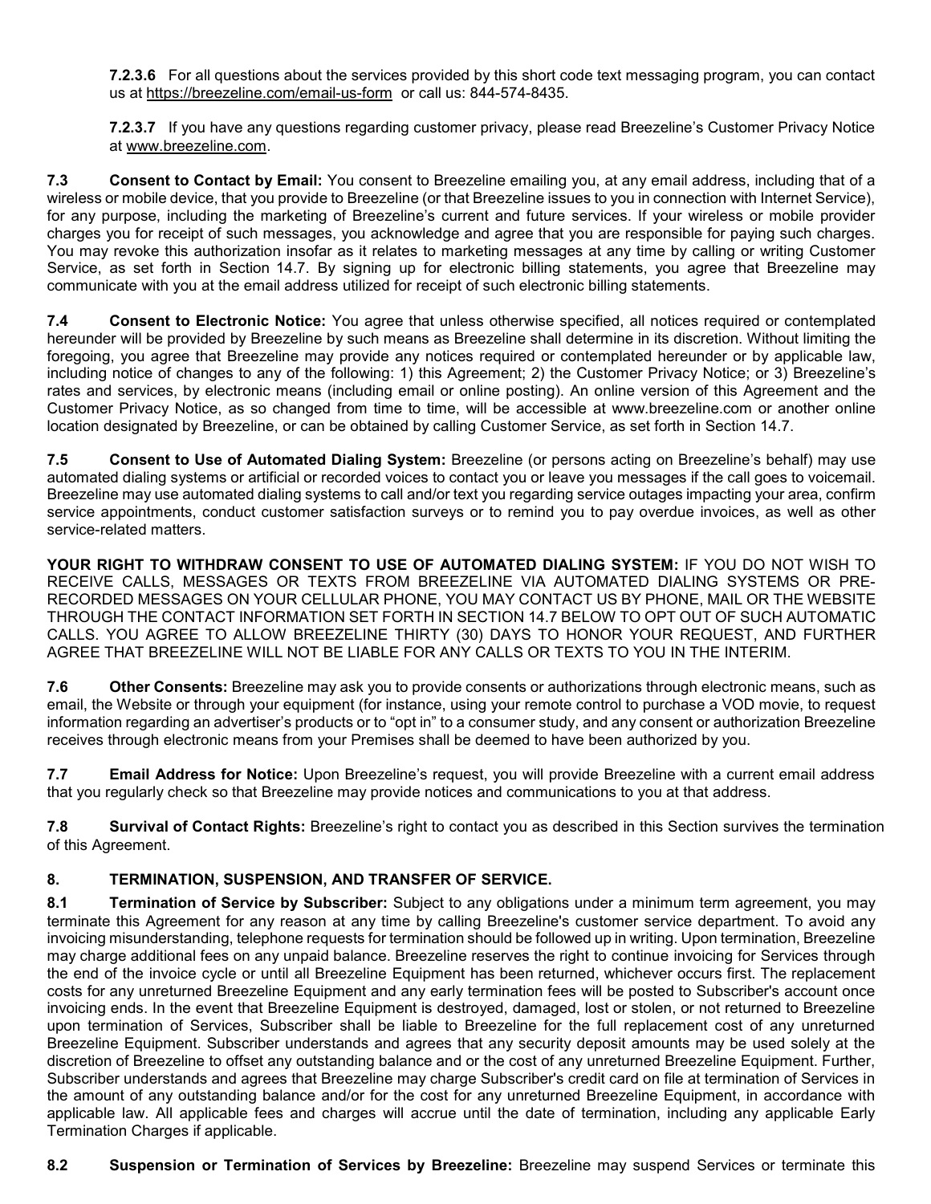**7.2.3.6** For all questions about the services provided by this short code text messaging program, you can contact us at https://breezeline.com/email-us-form or call us: 844-574-8435.

**7.2.3.7** If you have any questions regarding customer privacy, please read Breezeline's Customer Privacy Notice at www.breezeline.com.

**7.3 Consent to Contact by Email:** You consent to Breezeline emailing you, at any email address, including that of a wireless or mobile device, that you provide to Breezeline (or that Breezeline issues to you in connection with Internet Service), for any purpose, including the marketing of Breezeline's current and future services. If your wireless or mobile provider charges you for receipt of such messages, you acknowledge and agree that you are responsible for paying such charges. You may revoke this authorization insofar as it relates to marketing messages at any time by calling or writing Customer Service, as set forth in Section 14.7. By signing up for electronic billing statements, you agree that Breezeline may communicate with you at the email address utilized for receipt of such electronic billing statements.

**7.4 Consent to Electronic Notice:** You agree that unless otherwise specified, all notices required or contemplated hereunder will be provided by Breezeline by such means as Breezeline shall determine in its discretion. Without limiting the foregoing, you agree that Breezeline may provide any notices required or contemplated hereunder or by applicable law, including notice of changes to any of the following: 1) this Agreement; 2) the Customer Privacy Notice; or 3) Breezeline's rates and services, by electronic means (including email or online posting). An online version of this Agreement and the Customer Privacy Notice, as so changed from time to time, will be accessible at www.breezeline.com or another online location designated by Breezeline, or can be obtained by calling Customer Service, as set forth in Section 14.7.

**7.5 Consent to Use of Automated Dialing System:** Breezeline (or persons acting on Breezeline's behalf) may use automated dialing systems or artificial or recorded voices to contact you or leave you messages if the call goes to voicemail. Breezeline may use automated dialing systems to call and/or text you regarding service outages impacting your area, confirm service appointments, conduct customer satisfaction surveys or to remind you to pay overdue invoices, as well as other service-related matters.

**YOUR RIGHT TO WITHDRAW CONSENT TO USE OF AUTOMATED DIALING SYSTEM:** IF YOU DO NOT WISH TO RECEIVE CALLS, MESSAGES OR TEXTS FROM BREEZELINE VIA AUTOMATED DIALING SYSTEMS OR PRE-RECORDED MESSAGES ON YOUR CELLULAR PHONE, YOU MAY CONTACT US BY PHONE, MAIL OR THE WEBSITE THROUGH THE CONTACT INFORMATION SET FORTH IN SECTION 14.7 BELOW TO OPT OUT OF SUCH AUTOMATIC CALLS. YOU AGREE TO ALLOW BREEZELINE THIRTY (30) DAYS TO HONOR YOUR REQUEST, AND FURTHER AGREE THAT BREEZELINE WILL NOT BE LIABLE FOR ANY CALLS OR TEXTS TO YOU IN THE INTERIM.

**7.6 Other Consents:** Breezeline may ask you to provide consents or authorizations through electronic means, such as email, the Website or through your equipment (for instance, using your remote control to purchase a VOD movie, to request information regarding an advertiser's products or to "opt in" to a consumer study, and any consent or authorization Breezeline receives through electronic means from your Premises shall be deemed to have been authorized by you.

**7.7 Email Address for Notice:** Upon Breezeline's request, you will provide Breezeline with a current email address that you regularly check so that Breezeline may provide notices and communications to you at that address.

**7.8 Survival of Contact Rights:** Breezeline's right to contact you as described in this Section survives the termination of this Agreement.

## 8. TERMINATION, SUSPENSION, AND TRANSFER OF SERVICE.

**8.1 Termination of Service by Subscriber:** Subject to any obligations under a minimum term agreement, you may terminate this Agreement for any reason at any time by calling Breezeline's customer service department. To avoid any invoicing misunderstanding, telephone requests for termination should be followed up in writing. Upon termination, Breezeline may charge additional fees on any unpaid balance. Breezeline reserves the right to continue invoicing for Services through the end of the invoice cycle or until all Breezeline Equipment has been returned, whichever occurs first. The replacement costs for any unreturned Breezeline Equipment and any early termination fees will be posted to Subscriber's account once invoicing ends. In the event that Breezeline Equipment is destroyed, damaged, lost or stolen, or not returned to Breezeline upon termination of Services, Subscriber shall be liable to Breezeline for the full replacement cost of any unreturned Breezeline Equipment. Subscriber understands and agrees that any security deposit amounts may be used solely at the discretion of Breezeline to offset any outstanding balance and or the cost of any unreturned Breezeline Equipment. Further, Subscriber understands and agrees that Breezeline may charge Subscriber's credit card on file at termination of Services in the amount of any outstanding balance and/or for the cost for any unreturned Breezeline Equipment, in accordance with applicable law. All applicable fees and charges will accrue until the date of termination, including any applicable Early Termination Charges if applicable.

**8.2 Suspension or Termination of Services by Breezeline:** Breezeline may suspend Services or terminate this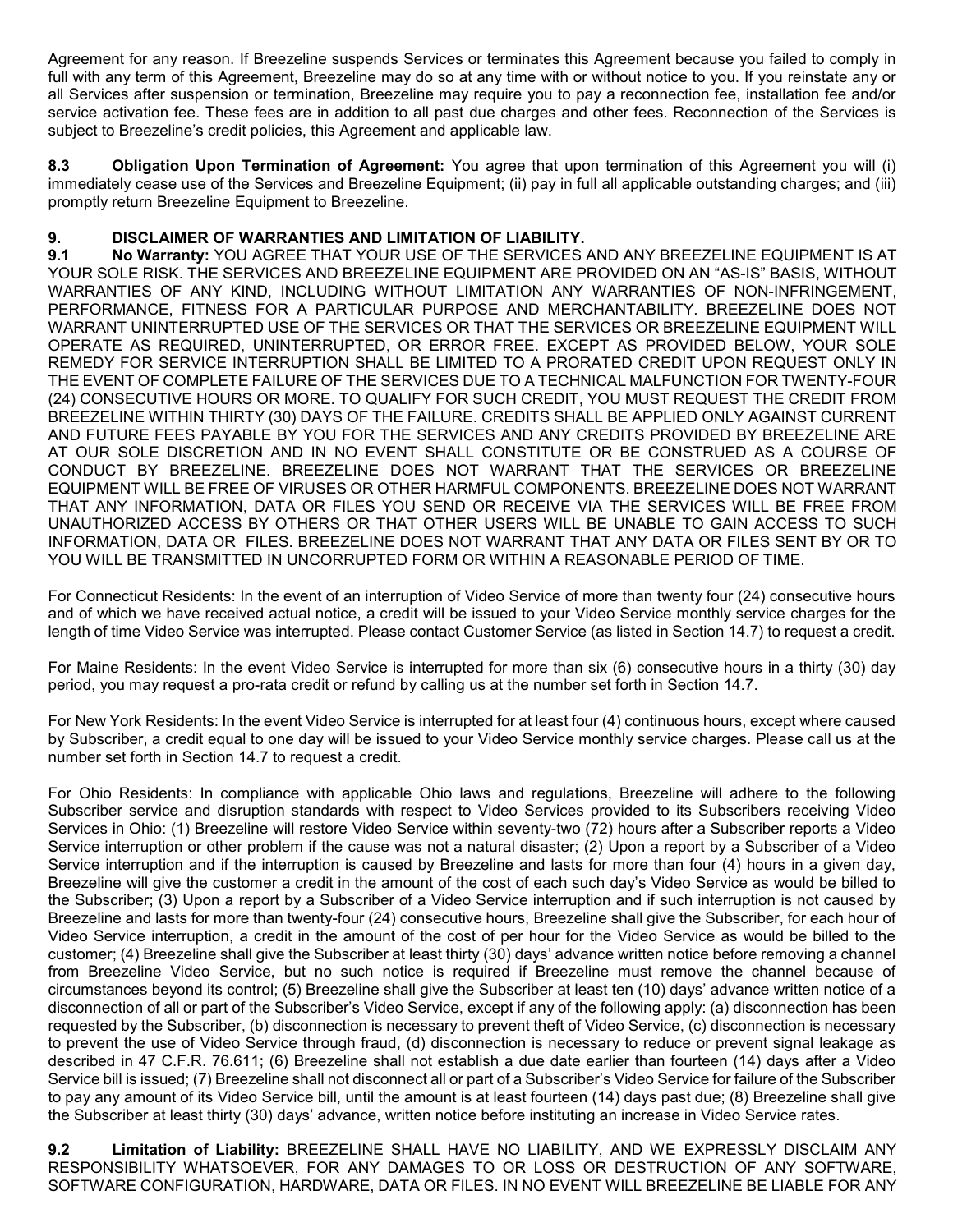Agreement for any reason. If Breezeline suspends Services or terminates this Agreement because you failed to comply in full with any term of this Agreement, Breezeline may do so at any time with or without notice to you. If you reinstate any or all Services after suspension or termination, Breezeline may require you to pay a reconnection fee, installation fee and/or service activation fee. These fees are in addition to all past due charges and other fees. Reconnection of the Services is subject to Breezeline's credit policies, this Agreement and applicable law.

**8.3 Obligation Upon Termination of Agreement:** You agree that upon termination of this Agreement you will (i) immediately cease use of the Services and Breezeline Equipment; (ii) pay in full all applicable outstanding charges; and (iii) promptly return Breezeline Equipment to Breezeline.

## 9. DISCLAIMER OF WARRANTIES AND LIMITATION OF LIABILITY.

**9.1 No Warranty:** YOU AGREE THAT YOUR USE OF THE SERVICES AND ANY BREEZELINE EQUIPMENT IS AT YOUR SOLE RISK. THE SERVICES AND BREEZELINE EQUIPMENT ARE PROVIDED ON AN "AS-IS" BASIS, WITHOUT WARRANTIES OF ANY KIND, INCLUDING WITHOUT LIMITATION ANY WARRANTIES OF NON-INFRINGEMENT, PERFORMANCE, FITNESS FOR A PARTICULAR PURPOSE AND MERCHANTABILITY. BREEZELINE DOES NOT WARRANT UNINTERRUPTED USE OF THE SERVICES OR THAT THE SERVICES OR BREEZELINE EQUIPMENT WILL OPERATE AS REQUIRED, UNINTERRUPTED, OR ERROR FREE. EXCEPT AS PROVIDED BELOW, YOUR SOLE REMEDY FOR SERVICE INTERRUPTION SHALL BE LIMITED TO A PRORATED CREDIT UPON REQUEST ONLY IN THE EVENT OF COMPLETE FAILURE OF THE SERVICES DUE TO A TECHNICAL MALFUNCTION FOR TWENTY-FOUR (24) CONSECUTIVE HOURS OR MORE. TO QUALIFY FOR SUCH CREDIT, YOU MUST REQUEST THE CREDIT FROM BREEZELINE WITHIN THIRTY (30) DAYS OF THE FAILURE. CREDITS SHALL BE APPLIED ONLY AGAINST CURRENT AND FUTURE FEES PAYABLE BY YOU FOR THE SERVICES AND ANY CREDITS PROVIDED BY BREEZELINE ARE AT OUR SOLE DISCRETION AND IN NO EVENT SHALL CONSTITUTE OR BE CONSTRUED AS A COURSE OF CONDUCT BY BREEZELINE. BREEZELINE DOES NOT WARRANT THAT THE SERVICES OR BREEZELINE EQUIPMENT WILL BE FREE OF VIRUSES OR OTHER HARMFUL COMPONENTS. BREEZELINE DOES NOT WARRANT THAT ANY INFORMATION, DATA OR FILES YOU SEND OR RECEIVE VIA THE SERVICES WILL BE FREE FROM UNAUTHORIZED ACCESS BY OTHERS OR THAT OTHER USERS WILL BE UNABLE TO GAIN ACCESS TO SUCH INFORMATION, DATA OR FILES. BREEZELINE DOES NOT WARRANT THAT ANY DATA OR FILES SENT BY OR TO YOU WILL BE TRANSMITTED IN UNCORRUPTED FORM OR WITHIN A REASONABLE PERIOD OF TIME.

For Connecticut Residents: In the event of an interruption of Video Service of more than twenty four (24) consecutive hours and of which we have received actual notice, a credit will be issued to your Video Service monthly service charges for the length of time Video Service was interrupted. Please contact Customer Service (as listed in Section 14.7) to request a credit.

For Maine Residents: In the event Video Service is interrupted for more than six (6) consecutive hours in a thirty (30) day period, you may request a pro-rata credit or refund by calling us at the number set forth in Section 14.7.

For New York Residents: In the event Video Service is interrupted for at least four (4) continuous hours, except where caused by Subscriber, a credit equal to one day will be issued to your Video Service monthly service charges. Please call us at the number set forth in Section 14.7 to request a credit.

For Ohio Residents: In compliance with applicable Ohio laws and regulations, Breezeline will adhere to the following Subscriber service and disruption standards with respect to Video Services provided to its Subscribers receiving Video Services in Ohio: (1) Breezeline will restore Video Service within seventy-two (72) hours after a Subscriber reports a Video Service interruption or other problem if the cause was not a natural disaster; (2) Upon a report by a Subscriber of a Video Service interruption and if the interruption is caused by Breezeline and lasts for more than four (4) hours in a given day, Breezeline will give the customer a credit in the amount of the cost of each such day's Video Service as would be billed to the Subscriber; (3) Upon a report by a Subscriber of a Video Service interruption and if such interruption is not caused by Breezeline and lasts for more than twenty-four (24) consecutive hours, Breezeline shall give the Subscriber, for each hour of Video Service interruption, a credit in the amount of the cost of per hour for the Video Service as would be billed to the customer; (4) Breezeline shall give the Subscriber at least thirty (30) days' advance written notice before removing a channel from Breezeline Video Service, but no such notice is required if Breezeline must remove the channel because of circumstances beyond its control; (5) Breezeline shall give the Subscriber at least ten (10) days' advance written notice of a disconnection of all or part of the Subscriber's Video Service, except if any of the following apply: (a) disconnection has been requested by the Subscriber, (b) disconnection is necessary to prevent theft of Video Service, (c) disconnection is necessary to prevent the use of Video Service through fraud, (d) disconnection is necessary to reduce or prevent signal leakage as described in 47 C.F.R. 76.611; (6) Breezeline shall not establish a due date earlier than fourteen (14) days after a Video Service bill is issued; (7) Breezeline shall not disconnect all or part of a Subscriber's Video Service for failure of the Subscriber to pay any amount of its Video Service bill, until the amount is at least fourteen (14) days past due; (8) Breezeline shall give the Subscriber at least thirty (30) days' advance, written notice before instituting an increase in Video Service rates.

**9.2 Limitation of Liability:** BREEZELINE SHALL HAVE NO LIABILITY, AND WE EXPRESSLY DISCLAIM ANY RESPONSIBILITY WHATSOEVER, FOR ANY DAMAGES TO OR LOSS OR DESTRUCTION OF ANY SOFTWARE, SOFTWARE CONFIGURATION, HARDWARE, DATA OR FILES. IN NO EVENT WILL BREEZELINE BE LIABLE FOR ANY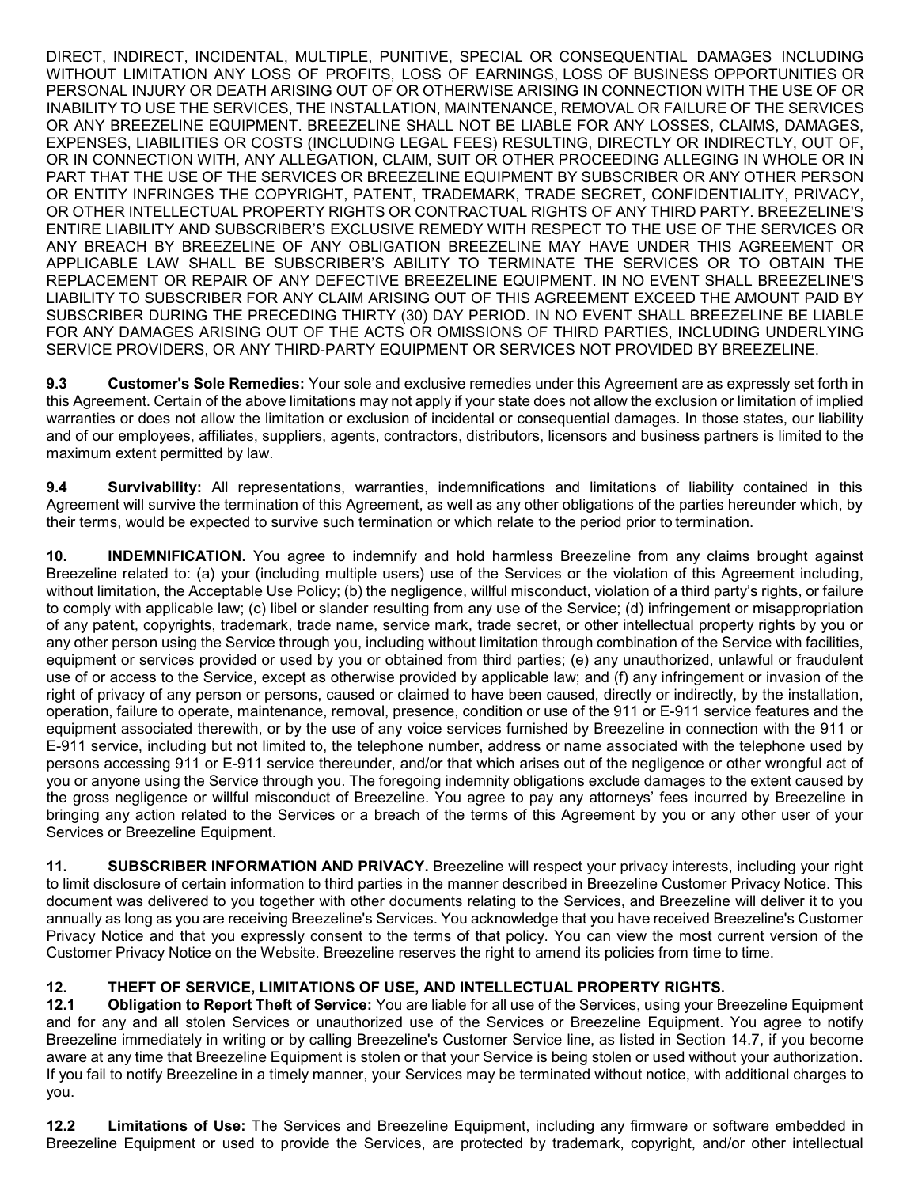DIRECT, INDIRECT, INCIDENTAL, MULTIPLE, PUNITIVE, SPECIAL OR CONSEQUENTIAL DAMAGES INCLUDING WITHOUT LIMITATION ANY LOSS OF PROFITS, LOSS OF EARNINGS, LOSS OF BUSINESS OPPORTUNITIES OR PERSONAL INJURY OR DEATH ARISING OUT OF OR OTHERWISE ARISING IN CONNECTION WITH THE USE OF OR INABILITY TO USE THE SERVICES, THE INSTALLATION, MAINTENANCE, REMOVAL OR FAILURE OF THE SERVICES OR ANY BREEZELINE EQUIPMENT. BREEZELINE SHALL NOT BE LIABLE FOR ANY LOSSES, CLAIMS, DAMAGES, EXPENSES, LIABILITIES OR COSTS (INCLUDING LEGAL FEES) RESULTING, DIRECTLY OR INDIRECTLY, OUT OF, OR IN CONNECTION WITH, ANY ALLEGATION, CLAIM, SUIT OR OTHER PROCEEDING ALLEGING IN WHOLE OR IN PART THAT THE USE OF THE SERVICES OR BREEZELINE EQUIPMENT BY SUBSCRIBER OR ANY OTHER PERSON OR ENTITY INFRINGES THE COPYRIGHT, PATENT, TRADEMARK, TRADE SECRET, CONFIDENTIALITY, PRIVACY, OR OTHER INTELLECTUAL PROPERTY RIGHTS OR CONTRACTUAL RIGHTS OF ANY THIRD PARTY. BREEZELINE'S ENTIRE LIABILITY AND SUBSCRIBER'S EXCLUSIVE REMEDY WITH RESPECT TO THE USE OF THE SERVICES OR ANY BREACH BY BREEZELINE OF ANY OBLIGATION BREEZELINE MAY HAVE UNDER THIS AGREEMENT OR APPLICABLE LAW SHALL BE SUBSCRIBER'S ABILITY TO TERMINATE THE SERVICES OR TO OBTAIN THE REPLACEMENT OR REPAIR OF ANY DEFECTIVE BREEZELINE EQUIPMENT. IN NO EVENT SHALL BREEZELINE'S LIABILITY TO SUBSCRIBER FOR ANY CLAIM ARISING OUT OF THIS AGREEMENT EXCEED THE AMOUNT PAID BY SUBSCRIBER DURING THE PRECEDING THIRTY (30) DAY PERIOD. IN NO EVENT SHALL BREEZELINE BE LIABLE FOR ANY DAMAGES ARISING OUT OF THE ACTS OR OMISSIONS OF THIRD PARTIES, INCLUDING UNDERLYING SERVICE PROVIDERS, OR ANY THIRD-PARTY EQUIPMENT OR SERVICES NOT PROVIDED BY BREEZELINE.

**9.3 Customer's Sole Remedies:** Your sole and exclusive remedies under this Agreement are as expressly set forth in this Agreement. Certain of the above limitations may not apply if your state does not allow the exclusion or limitation of implied warranties or does not allow the limitation or exclusion of incidental or consequential damages. In those states, our liability and of our employees, affiliates, suppliers, agents, contractors, distributors, licensors and business partners is limited to the maximum extent permitted by law.

**9.4 Survivability:** All representations, warranties, indemnifications and limitations of liability contained in this Agreement will survive the termination of this Agreement, as well as any other obligations of the parties hereunder which, by their terms, would be expected to survive such termination or which relate to the period prior to termination.

**10. INDEMNIFICATION.** You agree to indemnify and hold harmless Breezeline from any claims brought against Breezeline related to: (a) your (including multiple users) use of the Services or the violation of this Agreement including, without limitation, the Acceptable Use Policy; (b) the negligence, willful misconduct, violation of a third party's rights, or failure to comply with applicable law; (c) libel or slander resulting from any use of the Service; (d) infringement or misappropriation of any patent, copyrights, trademark, trade name, service mark, trade secret, or other intellectual property rights by you or any other person using the Service through you, including without limitation through combination of the Service with facilities, equipment or services provided or used by you or obtained from third parties; (e) any unauthorized, unlawful or fraudulent use of or access to the Service, except as otherwise provided by applicable law; and (f) any infringement or invasion of the right of privacy of any person or persons, caused or claimed to have been caused, directly or indirectly, by the installation, operation, failure to operate, maintenance, removal, presence, condition or use of the 911 or E-911 service features and the equipment associated therewith, or by the use of any voice services furnished by Breezeline in connection with the 911 or E-911 service, including but not limited to, the telephone number, address or name associated with the telephone used by persons accessing 911 or E-911 service thereunder, and/or that which arises out of the negligence or other wrongful act of you or anyone using the Service through you. The foregoing indemnity obligations exclude damages to the extent caused by the gross negligence or willful misconduct of Breezeline. You agree to pay any attorneys' fees incurred by Breezeline in bringing any action related to the Services or a breach of the terms of this Agreement by you or any other user of your Services or Breezeline Equipment.

**11. SUBSCRIBER INFORMATION AND PRIVACY.** Breezeline will respect your privacy interests, including your right to limit disclosure of certain information to third parties in the manner described in Breezeline Customer Privacy Notice. This document was delivered to you together with other documents relating to the Services, and Breezeline will deliver it to you annually as long as you are receiving Breezeline's Services. You acknowledge that you have received Breezeline's Customer Privacy Notice and that you expressly consent to the terms of that policy. You can view the most current version of the Customer Privacy Notice on the Website. Breezeline reserves the right to amend its policies from time to time.

**12. THEFT OF SERVICE, LIMITATIONS OF USE, AND INTELLECTUAL PROPERTY RIGHTS.**

**12.1 Obligation to Report Theft of Service:** You are liable for all use of the Services, using your Breezeline Equipment and for any and all stolen Services or unauthorized use of the Services or Breezeline Equipment. You agree to notify Breezeline immediately in writing or by calling Breezeline's Customer Service line, as listed in Section 14.7, if you become aware at any time that Breezeline Equipment is stolen or that your Service is being stolen or used without your authorization. If you fail to notify Breezeline in a timely manner, your Services may be terminated without notice, with additional charges to you.

**12.2 Limitations of Use:** The Services and Breezeline Equipment, including any firmware or software embedded in Breezeline Equipment or used to provide the Services, are protected by trademark, copyright, and/or other intellectual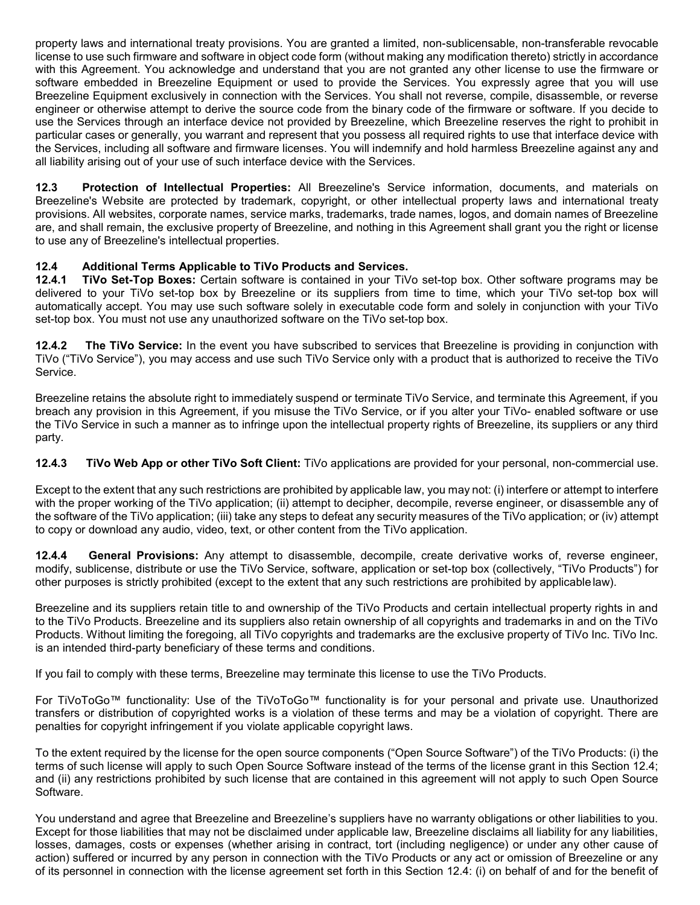property laws and international treaty provisions. You are granted a limited, non-sublicensable, non-transferable revocable license to use such firmware and software in object code form (without making any modification thereto) strictly in accordance with this Agreement. You acknowledge and understand that you are not granted any other license to use the firmware or software embedded in Breezeline Equipment or used to provide the Services. You expressly agree that you will use Breezeline Equipment exclusively in connection with the Services. You shall not reverse, compile, disassemble, or reverse engineer or otherwise attempt to derive the source code from the binary code of the firmware or software. If you decide to use the Services through an interface device not provided by Breezeline, which Breezeline reserves the right to prohibit in particular cases or generally, you warrant and represent that you possess all required rights to use that interface device with the Services, including all software and firmware licenses. You will indemnify and hold harmless Breezeline against any and all liability arising out of your use of such interface device with the Services.

**12.3 Protection of Intellectual Properties:** All Breezeline's Service information, documents, and materials on Breezeline's Website are protected by trademark, copyright, or other intellectual property laws and international treaty provisions. All websites, corporate names, service marks, trademarks, trade names, logos, and domain names of Breezeline are, and shall remain, the exclusive property of Breezeline, and nothing in this Agreement shall grant you the right or license to use any of Breezeline's intellectual properties.

**12.4 Additional Terms Applicable to TiVo Products and Services.**

**12.4.1 TiVo Set-Top Boxes:** Certain software is contained in your TiVo set-top box. Other software programs may be delivered to your TiVo set-top box by Breezeline or its suppliers from time to time, which your TiVo set-top box will automatically accept. You may use such software solely in executable code form and solely in conjunction with your TiVo set-top box. You must not use any unauthorized software on the TiVo set-top box.

**12.4.2 The TiVo Service:** In the event you have subscribed to services that Breezeline is providing in conjunction with TiVo ("TiVo Service"), you may access and use such TiVo Service only with a product that is authorized to receive the TiVo Service.

Breezeline retains the absolute right to immediately suspend or terminate TiVo Service, and terminate this Agreement, if you breach any provision in this Agreement, if you misuse the TiVo Service, or if you alter your TiVo- enabled software or use the TiVo Service in such a manner as to infringe upon the intellectual property rights of Breezeline, its suppliers or any third party.

**12.4.3 TiVo Web App or other TiVo Soft Client:** TiVo applications are provided for your personal, non-commercial use.

Except to the extent that any such restrictions are prohibited by applicable law, you may not: (i) interfere or attempt to interfere with the proper working of the TiVo application; (ii) attempt to decipher, decompile, reverse engineer, or disassemble any of the software of the TiVo application; (iii) take any steps to defeat any security measures of the TiVo application; or (iv) attempt to copy or download any audio, video, text, or other content from the TiVo application.

**12.4.4 General Provisions:** Any attempt to disassemble, decompile, create derivative works of, reverse engineer, modify, sublicense, distribute or use the TiVo Service, software, application or set-top box (collectively, "TiVo Products") for other purposes is strictly prohibited (except to the extent that any such restrictions are prohibited by applicable law).

Breezeline and its suppliers retain title to and ownership of the TiVo Products and certain intellectual property rights in and to the TiVo Products. Breezeline and its suppliers also retain ownership of all copyrights and trademarks in and on the TiVo Products. Without limiting the foregoing, all TiVo copyrights and trademarks are the exclusive property of TiVo Inc. TiVo Inc. is an intended third-party beneficiary of these terms and conditions.

If you fail to comply with these terms, Breezeline may terminate this license to use the TiVo Products.

For TiVoToGo™ functionality: Use of the TiVoToGo™ functionality is for your personal and private use. Unauthorized transfers or distribution of copyrighted works is a violation of these terms and may be a violation of copyright. There are penalties for copyright infringement if you violate applicable copyright laws.

To the extent required by the license for the open source components ("Open Source Software") of the TiVo Products: (i) the terms of such license will apply to such Open Source Software instead of the terms of the license grant in this Section 12.4; and (ii) any restrictions prohibited by such license that are contained in this agreement will not apply to such Open Source Software.

You understand and agree that Breezeline and Breezeline's suppliers have no warranty obligations or other liabilities to you. Except for those liabilities that may not be disclaimed under applicable law, Breezeline disclaims all liability for any liabilities, losses, damages, costs or expenses (whether arising in contract, tort (including negligence) or under any other cause of action) suffered or incurred by any person in connection with the TiVo Products or any act or omission of Breezeline or any of its personnel in connection with the license agreement set forth in this Section 12.4: (i) on behalf of and for the benefit of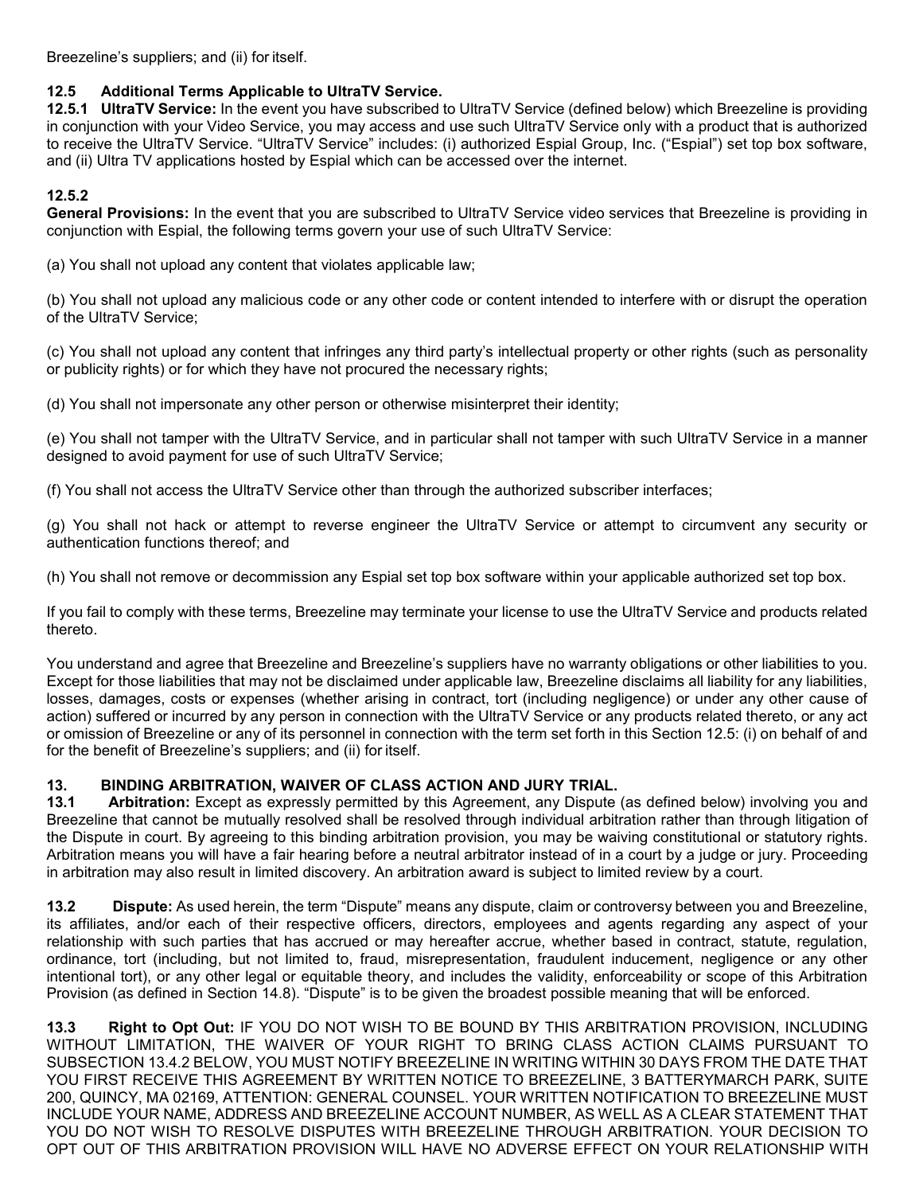Breezeline's suppliers; and (ii) for itself.

### 12.5 Additional Terms Applicable to UltraTV Service.

**12.5.1 UltraTV Service:** In the event you have subscribed to UltraTV Service (defined below) which Breezeline is providing in conjunction with your Video Service, you may access and use such UltraTV Service only with a product that is authorized to receive the UltraTV Service. "UltraTV Service" includes: (i) authorized Espial Group, Inc. ("Espial") set top box software, and (ii) Ultra TV applications hosted by Espial which can be accessed over the internet.

**12.5.2**
**General Provisions:** In the event that you are subscribed to UltraTV Service video services that Breezeline is providing in conjunction with Espial, the following terms govern your use of such UltraTV Service:

(a) You shall not upload any content that violates applicable law;

(b) You shall not upload any malicious code or any other code or content intended to interfere with or disrupt the operation of the UltraTV Service;

(c) You shall not upload any content that infringes any third party's intellectual property or other rights (such as personality or publicity rights) or for which they have not procured the necessary rights;

(d) You shall not impersonate any other person or otherwise misinterpret their identity;

(e) You shall not tamper with the UltraTV Service, and in particular shall not tamper with such UltraTV Service in a manner designed to avoid payment for use of such UltraTV Service;

(f) You shall not access the UltraTV Service other than through the authorized subscriber interfaces;

(g) You shall not hack or attempt to reverse engineer the UltraTV Service or attempt to circumvent any security or authentication functions thereof; and

(h) You shall not remove or decommission any Espial set top box software within your applicable authorized set top box.

If you fail to comply with these terms, Breezeline may terminate your license to use the UltraTV Service and products related thereto.

You understand and agree that Breezeline and Breezeline's suppliers have no warranty obligations or other liabilities to you. Except for those liabilities that may not be disclaimed under applicable law, Breezeline disclaims all liability for any liabilities, losses, damages, costs or expenses (whether arising in contract, tort (including negligence) or under any other cause of action) suffered or incurred by any person in connection with the UltraTV Service or any products related thereto, or any act or omission of Breezeline or any of its personnel in connection with the term set forth in this Section 12.5: (i) on behalf of and for the benefit of Breezeline's suppliers; and (ii) for itself.

## 13. BINDING ARBITRATION, WAIVER OF CLASS ACTION AND JURY TRIAL.

**13.1 Arbitration:** Except as expressly permitted by this Agreement, any Dispute (as defined below) involving you and Breezeline that cannot be mutually resolved shall be resolved through individual arbitration rather than through litigation of the Dispute in court. By agreeing to this binding arbitration provision, you may be waiving constitutional or statutory rights. Arbitration means you will have a fair hearing before a neutral arbitrator instead of in a court by a judge or jury. Proceeding in arbitration may also result in limited discovery. An arbitration award is subject to limited review by a court.

**13.2 Dispute:** As used herein, the term "Dispute" means any dispute, claim or controversy between you and Breezeline, its affiliates, and/or each of their respective officers, directors, employees and agents regarding any aspect of your relationship with such parties that has accrued or may hereafter accrue, whether based in contract, statute, regulation, ordinance, tort (including, but not limited to, fraud, misrepresentation, fraudulent inducement, negligence or any other intentional tort), or any other legal or equitable theory, and includes the validity, enforceability or scope of this Arbitration Provision (as defined in Section 14.8). "Dispute" is to be given the broadest possible meaning that will be enforced.

**13.3 Right to Opt Out:** IF YOU DO NOT WISH TO BE BOUND BY THIS ARBITRATION PROVISION, INCLUDING WITHOUT LIMITATION, THE WAIVER OF YOUR RIGHT TO BRING CLASS ACTION CLAIMS PURSUANT TO SUBSECTION 13.4.2 BELOW, YOU MUST NOTIFY BREEZELINE IN WRITING WITHIN 30 DAYS FROM THE DATE THAT YOU FIRST RECEIVE THIS AGREEMENT BY WRITTEN NOTICE TO BREEZELINE, 3 BATTERYMARCH PARK, SUITE 200, QUINCY, MA 02169, ATTENTION: GENERAL COUNSEL. YOUR WRITTEN NOTIFICATION TO BREEZELINE MUST INCLUDE YOUR NAME, ADDRESS AND BREEZELINE ACCOUNT NUMBER, AS WELL AS A CLEAR STATEMENT THAT YOU DO NOT WISH TO RESOLVE DISPUTES WITH BREEZELINE THROUGH ARBITRATION. YOUR DECISION TO OPT OUT OF THIS ARBITRATION PROVISION WILL HAVE NO ADVERSE EFFECT ON YOUR RELATIONSHIP WITH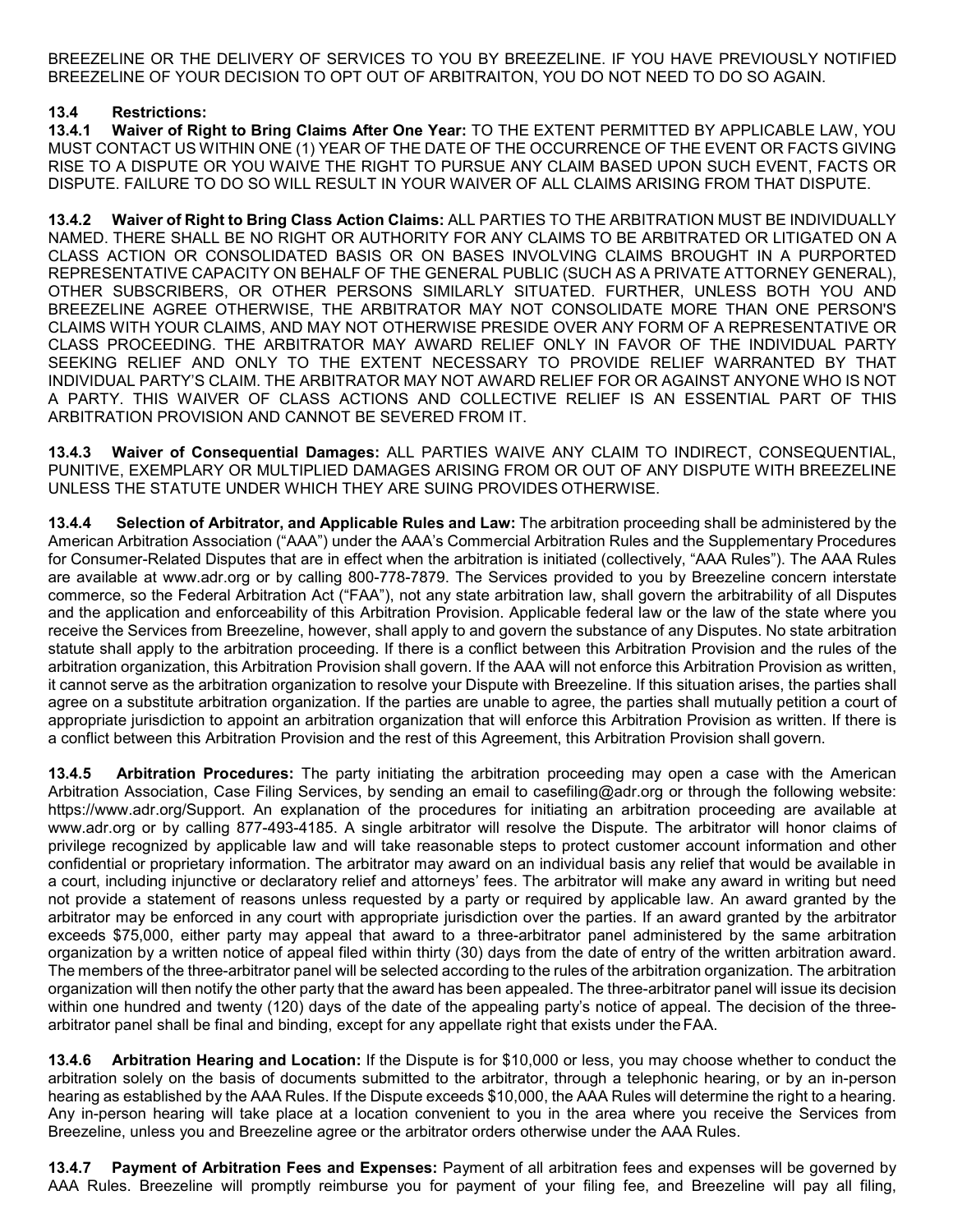BREEZELINE OR THE DELIVERY OF SERVICES TO YOU BY BREEZELINE. IF YOU HAVE PREVIOUSLY NOTIFIED BREEZELINE OF YOUR DECISION TO OPT OUT OF ARBITRAITON, YOU DO NOT NEED TO DO SO AGAIN.

**13.4 Restrictions:**

**13.4.1 Waiver of Right to Bring Claims After One Year:** TO THE EXTENT PERMITTED BY APPLICABLE LAW, YOU MUST CONTACT US WITHIN ONE (1) YEAR OF THE DATE OF THE OCCURRENCE OF THE EVENT OR FACTS GIVING RISE TO A DISPUTE OR YOU WAIVE THE RIGHT TO PURSUE ANY CLAIM BASED UPON SUCH EVENT, FACTS OR DISPUTE. FAILURE TO DO SO WILL RESULT IN YOUR WAIVER OF ALL CLAIMS ARISING FROM THAT DISPUTE.

**13.4.2 Waiver of Right to Bring Class Action Claims:** ALL PARTIES TO THE ARBITRATION MUST BE INDIVIDUALLY NAMED. THERE SHALL BE NO RIGHT OR AUTHORITY FOR ANY CLAIMS TO BE ARBITRATED OR LITIGATED ON A CLASS ACTION OR CONSOLIDATED BASIS OR ON BASES INVOLVING CLAIMS BROUGHT IN A PURPORTED REPRESENTATIVE CAPACITY ON BEHALF OF THE GENERAL PUBLIC (SUCH AS A PRIVATE ATTORNEY GENERAL), OTHER SUBSCRIBERS, OR OTHER PERSONS SIMILARLY SITUATED. FURTHER, UNLESS BOTH YOU AND BREEZELINE AGREE OTHERWISE, THE ARBITRATOR MAY NOT CONSOLIDATE MORE THAN ONE PERSON'S CLAIMS WITH YOUR CLAIMS, AND MAY NOT OTHERWISE PRESIDE OVER ANY FORM OF A REPRESENTATIVE OR CLASS PROCEEDING. THE ARBITRATOR MAY AWARD RELIEF ONLY IN FAVOR OF THE INDIVIDUAL PARTY SEEKING RELIEF AND ONLY TO THE EXTENT NECESSARY TO PROVIDE RELIEF WARRANTED BY THAT INDIVIDUAL PARTY'S CLAIM. THE ARBITRATOR MAY NOT AWARD RELIEF FOR OR AGAINST ANYONE WHO IS NOT A PARTY. THIS WAIVER OF CLASS ACTIONS AND COLLECTIVE RELIEF IS AN ESSENTIAL PART OF THIS ARBITRATION PROVISION AND CANNOT BE SEVERED FROM IT.

**13.4.3 Waiver of Consequential Damages:** ALL PARTIES WAIVE ANY CLAIM TO INDIRECT, CONSEQUENTIAL, PUNITIVE, EXEMPLARY OR MULTIPLIED DAMAGES ARISING FROM OR OUT OF ANY DISPUTE WITH BREEZELINE UNLESS THE STATUTE UNDER WHICH THEY ARE SUING PROVIDES OTHERWISE.

**13.4.4 Selection of Arbitrator, and Applicable Rules and Law:** The arbitration proceeding shall be administered by the American Arbitration Association ("AAA") under the AAA's Commercial Arbitration Rules and the Supplementary Procedures for Consumer-Related Disputes that are in effect when the arbitration is initiated (collectively, "AAA Rules"). The AAA Rules are available at www.adr.org or by calling 800-778-7879. The Services provided to you by Breezeline concern interstate commerce, so the Federal Arbitration Act ("FAA"), not any state arbitration law, shall govern the arbitrability of all Disputes and the application and enforceability of this Arbitration Provision. Applicable federal law or the law of the state where you receive the Services from Breezeline, however, shall apply to and govern the substance of any Disputes. No state arbitration statute shall apply to the arbitration proceeding. If there is a conflict between this Arbitration Provision and the rules of the arbitration organization, this Arbitration Provision shall govern. If the AAA will not enforce this Arbitration Provision as written, it cannot serve as the arbitration organization to resolve your Dispute with Breezeline. If this situation arises, the parties shall agree on a substitute arbitration organization. If the parties are unable to agree, the parties shall mutually petition a court of appropriate jurisdiction to appoint an arbitration organization that will enforce this Arbitration Provision as written. If there is a conflict between this Arbitration Provision and the rest of this Agreement, this Arbitration Provision shall govern.

**13.4.5 Arbitration Procedures:** The party initiating the arbitration proceeding may open a case with the American Arbitration Association, Case Filing Services, by sending an email to casefiling@adr.org or through the following website: https://www.adr.org/Support. An explanation of the procedures for initiating an arbitration proceeding are available at www.adr.org or by calling 877-493-4185. A single arbitrator will resolve the Dispute. The arbitrator will honor claims of privilege recognized by applicable law and will take reasonable steps to protect customer account information and other confidential or proprietary information. The arbitrator may award on an individual basis any relief that would be available in a court, including injunctive or declaratory relief and attorneys' fees. The arbitrator will make any award in writing but need not provide a statement of reasons unless requested by a party or required by applicable law. An award granted by the arbitrator may be enforced in any court with appropriate jurisdiction over the parties. If an award granted by the arbitrator exceeds $75,000, either party may appeal that award to a three-arbitrator panel administered by the same arbitration organization by a written notice of appeal filed within thirty (30) days from the date of entry of the written arbitration award. The members of the three-arbitrator panel will be selected according to the rules of the arbitration organization. The arbitration organization will then notify the other party that the award has been appealed. The three-arbitrator panel will issue its decision within one hundred and twenty (120) days of the date of the appealing party's notice of appeal. The decision of the three-arbitrator panel shall be final and binding, except for any appellate right that exists under the FAA.

**13.4.6 Arbitration Hearing and Location:** If the Dispute is for $10,000 or less, you may choose whether to conduct the arbitration solely on the basis of documents submitted to the arbitrator, through a telephonic hearing, or by an in-person hearing as established by the AAA Rules. If the Dispute exceeds $10,000, the AAA Rules will determine the right to a hearing. Any in-person hearing will take place at a location convenient to you in the area where you receive the Services from Breezeline, unless you and Breezeline agree or the arbitrator orders otherwise under the AAA Rules.

**13.4.7 Payment of Arbitration Fees and Expenses:** Payment of all arbitration fees and expenses will be governed by AAA Rules. Breezeline will promptly reimburse you for payment of your filing fee, and Breezeline will pay all filing,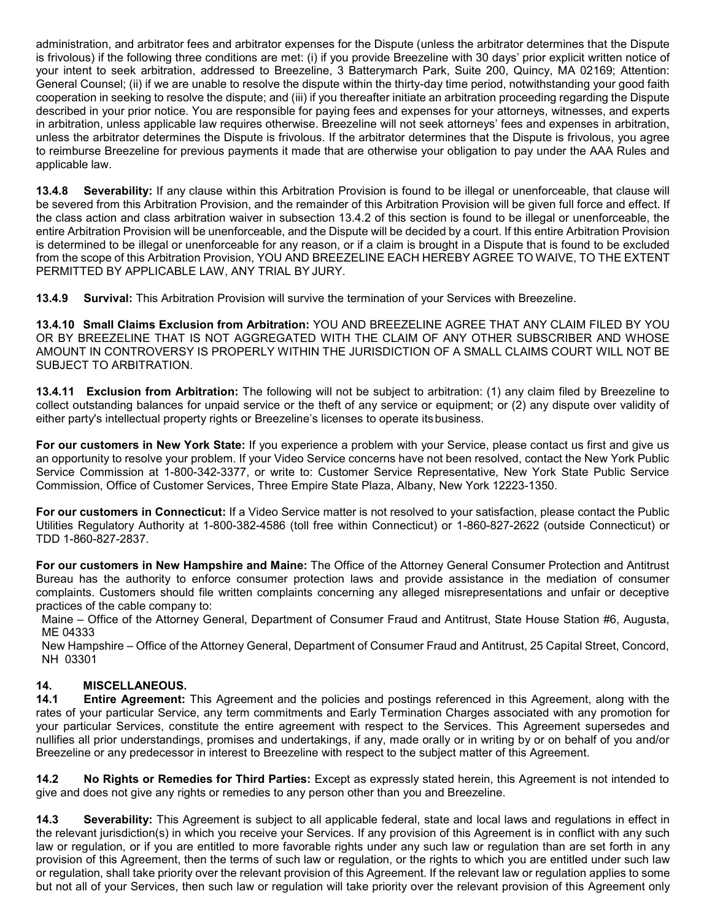administration, and arbitrator fees and arbitrator expenses for the Dispute (unless the arbitrator determines that the Dispute is frivolous) if the following three conditions are met: (i) if you provide Breezeline with 30 days' prior explicit written notice of your intent to seek arbitration, addressed to Breezeline, 3 Batterymarch Park, Suite 200, Quincy, MA 02169; Attention: General Counsel; (ii) if we are unable to resolve the dispute within the thirty-day time period, notwithstanding your good faith cooperation in seeking to resolve the dispute; and (iii) if you thereafter initiate an arbitration proceeding regarding the Dispute described in your prior notice. You are responsible for paying fees and expenses for your attorneys, witnesses, and experts in arbitration, unless applicable law requires otherwise. Breezeline will not seek attorneys' fees and expenses in arbitration, unless the arbitrator determines the Dispute is frivolous. If the arbitrator determines that the Dispute is frivolous, you agree to reimburse Breezeline for previous payments it made that are otherwise your obligation to pay under the AAA Rules and applicable law.

**13.4.8 Severability:** If any clause within this Arbitration Provision is found to be illegal or unenforceable, that clause will be severed from this Arbitration Provision, and the remainder of this Arbitration Provision will be given full force and effect. If the class action and class arbitration waiver in subsection 13.4.2 of this section is found to be illegal or unenforceable, the entire Arbitration Provision will be unenforceable, and the Dispute will be decided by a court. If this entire Arbitration Provision is determined to be illegal or unenforceable for any reason, or if a claim is brought in a Dispute that is found to be excluded from the scope of this Arbitration Provision, YOU AND BREEZELINE EACH HEREBY AGREE TO WAIVE, TO THE EXTENT PERMITTED BY APPLICABLE LAW, ANY TRIAL BY JURY.

**13.4.9 Survival:** This Arbitration Provision will survive the termination of your Services with Breezeline.

**13.4.10 Small Claims Exclusion from Arbitration:** YOU AND BREEZELINE AGREE THAT ANY CLAIM FILED BY YOU OR BY BREEZELINE THAT IS NOT AGGREGATED WITH THE CLAIM OF ANY OTHER SUBSCRIBER AND WHOSE AMOUNT IN CONTROVERSY IS PROPERLY WITHIN THE JURISDICTION OF A SMALL CLAIMS COURT WILL NOT BE SUBJECT TO ARBITRATION.

**13.4.11 Exclusion from Arbitration:** The following will not be subject to arbitration: (1) any claim filed by Breezeline to collect outstanding balances for unpaid service or the theft of any service or equipment; or (2) any dispute over validity of either party's intellectual property rights or Breezeline's licenses to operate its business.

**For our customers in New York State:** If you experience a problem with your Service, please contact us first and give us an opportunity to resolve your problem. If your Video Service concerns have not been resolved, contact the New York Public Service Commission at 1-800-342-3377, or write to: Customer Service Representative, New York State Public Service Commission, Office of Customer Services, Three Empire State Plaza, Albany, New York 12223-1350.

**For our customers in Connecticut:** If a Video Service matter is not resolved to your satisfaction, please contact the Public Utilities Regulatory Authority at 1-800-382-4586 (toll free within Connecticut) or 1-860-827-2622 (outside Connecticut) or TDD 1-860-827-2837.

**For our customers in New Hampshire and Maine:** The Office of the Attorney General Consumer Protection and Antitrust Bureau has the authority to enforce consumer protection laws and provide assistance in the mediation of consumer complaints. Customers should file written complaints concerning any alleged misrepresentations and unfair or deceptive practices of the cable company to:

Maine – Office of the Attorney General, Department of Consumer Fraud and Antitrust, State House Station #6, Augusta, ME 04333

New Hampshire – Office of the Attorney General, Department of Consumer Fraud and Antitrust, 25 Capital Street, Concord, NH 03301

## 14. MISCELLANEOUS.

**14.1 Entire Agreement:** This Agreement and the policies and postings referenced in this Agreement, along with the rates of your particular Service, any term commitments and Early Termination Charges associated with any promotion for your particular Services, constitute the entire agreement with respect to the Services. This Agreement supersedes and nullifies all prior understandings, promises and undertakings, if any, made orally or in writing by or on behalf of you and/or Breezeline or any predecessor in interest to Breezeline with respect to the subject matter of this Agreement.

**14.2 No Rights or Remedies for Third Parties:** Except as expressly stated herein, this Agreement is not intended to give and does not give any rights or remedies to any person other than you and Breezeline.

**14.3 Severability:** This Agreement is subject to all applicable federal, state and local laws and regulations in effect in the relevant jurisdiction(s) in which you receive your Services. If any provision of this Agreement is in conflict with any such law or regulation, or if you are entitled to more favorable rights under any such law or regulation than are set forth in any provision of this Agreement, then the terms of such law or regulation, or the rights to which you are entitled under such law or regulation, shall take priority over the relevant provision of this Agreement. If the relevant law or regulation applies to some but not all of your Services, then such law or regulation will take priority over the relevant provision of this Agreement only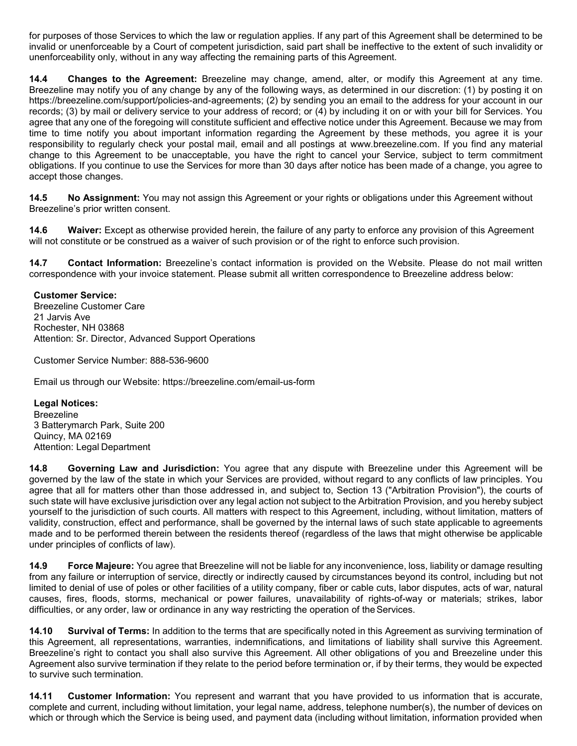for purposes of those Services to which the law or regulation applies. If any part of this Agreement shall be determined to be invalid or unenforceable by a Court of competent jurisdiction, said part shall be ineffective to the extent of such invalidity or unenforceability only, without in any way affecting the remaining parts of this Agreement.

**14.4 Changes to the Agreement:** Breezeline may change, amend, alter, or modify this Agreement at any time. Breezeline may notify you of any change by any of the following ways, as determined in our discretion: (1) by posting it on https://breezeline.com/support/policies-and-agreements; (2) by sending you an email to the address for your account in our records; (3) by mail or delivery service to your address of record; or (4) by including it on or with your bill for Services. You agree that any one of the foregoing will constitute sufficient and effective notice under this Agreement. Because we may from time to time notify you about important information regarding the Agreement by these methods, you agree it is your responsibility to regularly check your postal mail, email and all postings at www.breezeline.com. If you find any material change to this Agreement to be unacceptable, you have the right to cancel your Service, subject to term commitment obligations. If you continue to use the Services for more than 30 days after notice has been made of a change, you agree to accept those changes.

**14.5 No Assignment:** You may not assign this Agreement or your rights or obligations under this Agreement without Breezeline's prior written consent.

**14.6 Waiver:** Except as otherwise provided herein, the failure of any party to enforce any provision of this Agreement will not constitute or be construed as a waiver of such provision or of the right to enforce such provision.

**14.7 Contact Information:** Breezeline's contact information is provided on the Website. Please do not mail written correspondence with your invoice statement. Please submit all written correspondence to Breezeline address below:

**Customer Service:**
Breezeline Customer Care
21 Jarvis Ave
Rochester, NH 03868
Attention: Sr. Director, Advanced Support Operations

Customer Service Number: 888-536-9600

Email us through our Website: https://breezeline.com/email-us-form

**Legal Notices:**
Breezeline
3 Batterymarch Park, Suite 200
Quincy, MA 02169
Attention: Legal Department

**14.8 Governing Law and Jurisdiction:** You agree that any dispute with Breezeline under this Agreement will be governed by the law of the state in which your Services are provided, without regard to any conflicts of law principles. You agree that all for matters other than those addressed in, and subject to, Section 13 ("Arbitration Provision"), the courts of such state will have exclusive jurisdiction over any legal action not subject to the Arbitration Provision, and you hereby subject yourself to the jurisdiction of such courts. All matters with respect to this Agreement, including, without limitation, matters of validity, construction, effect and performance, shall be governed by the internal laws of such state applicable to agreements made and to be performed therein between the residents thereof (regardless of the laws that might otherwise be applicable under principles of conflicts of law).

**14.9 Force Majeure:** You agree that Breezeline will not be liable for any inconvenience, loss, liability or damage resulting from any failure or interruption of service, directly or indirectly caused by circumstances beyond its control, including but not limited to denial of use of poles or other facilities of a utility company, fiber or cable cuts, labor disputes, acts of war, natural causes, fires, floods, storms, mechanical or power failures, unavailability of rights-of-way or materials; strikes, labor difficulties, or any order, law or ordinance in any way restricting the operation of the Services.

**14.10 Survival of Terms:** In addition to the terms that are specifically noted in this Agreement as surviving termination of this Agreement, all representations, warranties, indemnifications, and limitations of liability shall survive this Agreement. Breezeline's right to contact you shall also survive this Agreement. All other obligations of you and Breezeline under this Agreement also survive termination if they relate to the period before termination or, if by their terms, they would be expected to survive such termination.

**14.11 Customer Information:** You represent and warrant that you have provided to us information that is accurate, complete and current, including without limitation, your legal name, address, telephone number(s), the number of devices on which or through which the Service is being used, and payment data (including without limitation, information provided when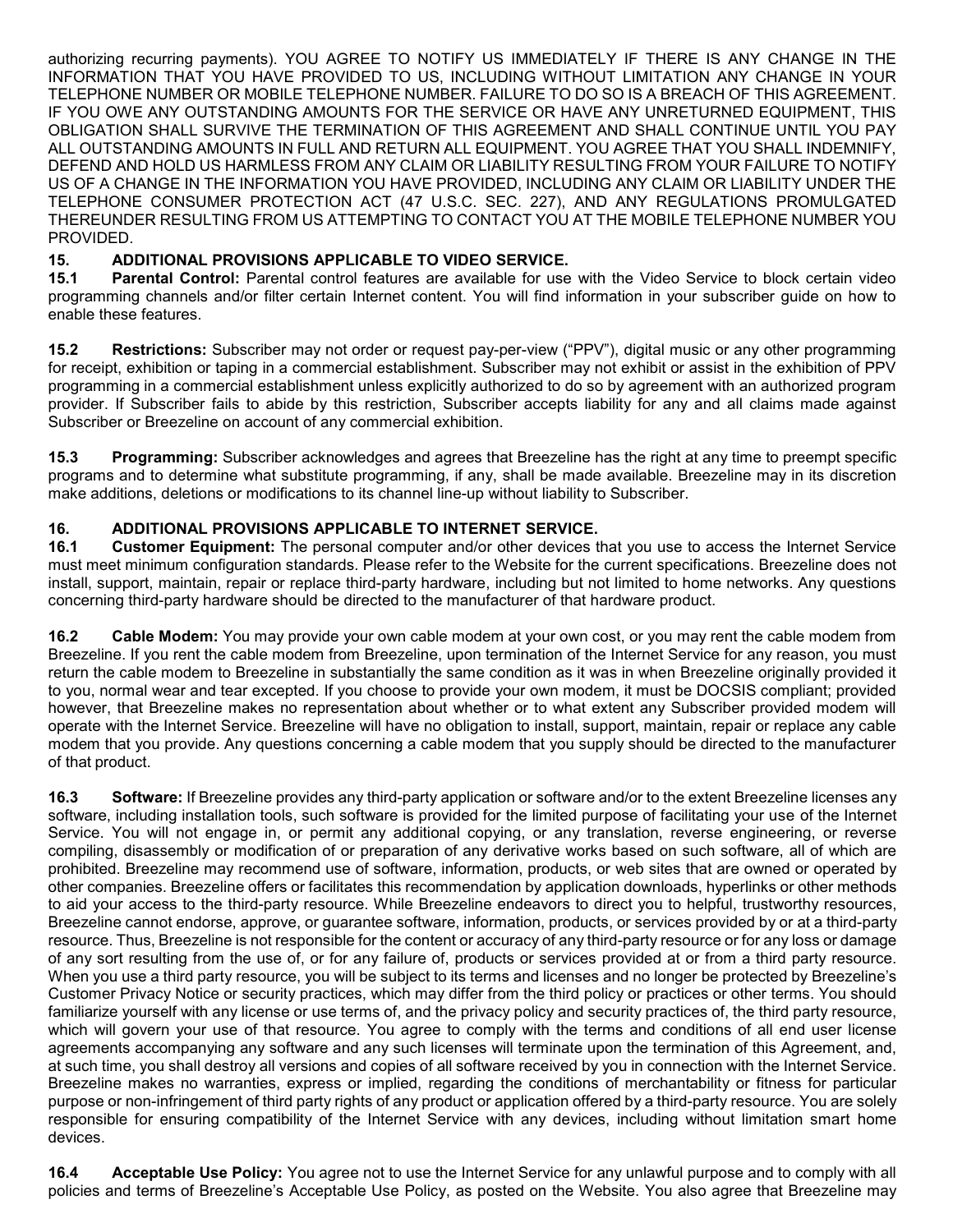authorizing recurring payments). YOU AGREE TO NOTIFY US IMMEDIATELY IF THERE IS ANY CHANGE IN THE INFORMATION THAT YOU HAVE PROVIDED TO US, INCLUDING WITHOUT LIMITATION ANY CHANGE IN YOUR TELEPHONE NUMBER OR MOBILE TELEPHONE NUMBER. FAILURE TO DO SO IS A BREACH OF THIS AGREEMENT. IF YOU OWE ANY OUTSTANDING AMOUNTS FOR THE SERVICE OR HAVE ANY UNRETURNED EQUIPMENT, THIS OBLIGATION SHALL SURVIVE THE TERMINATION OF THIS AGREEMENT AND SHALL CONTINUE UNTIL YOU PAY ALL OUTSTANDING AMOUNTS IN FULL AND RETURN ALL EQUIPMENT. YOU AGREE THAT YOU SHALL INDEMNIFY, DEFEND AND HOLD US HARMLESS FROM ANY CLAIM OR LIABILITY RESULTING FROM YOUR FAILURE TO NOTIFY US OF A CHANGE IN THE INFORMATION YOU HAVE PROVIDED, INCLUDING ANY CLAIM OR LIABILITY UNDER THE TELEPHONE CONSUMER PROTECTION ACT (47 U.S.C. SEC. 227), AND ANY REGULATIONS PROMULGATED THEREUNDER RESULTING FROM US ATTEMPTING TO CONTACT YOU AT THE MOBILE TELEPHONE NUMBER YOU PROVIDED.

## 15. ADDITIONAL PROVISIONS APPLICABLE TO VIDEO SERVICE.

**15.1 Parental Control:** Parental control features are available for use with the Video Service to block certain video programming channels and/or filter certain Internet content. You will find information in your subscriber guide on how to enable these features.

**15.2 Restrictions:** Subscriber may not order or request pay-per-view ("PPV"), digital music or any other programming for receipt, exhibition or taping in a commercial establishment. Subscriber may not exhibit or assist in the exhibition of PPV programming in a commercial establishment unless explicitly authorized to do so by agreement with an authorized program provider. If Subscriber fails to abide by this restriction, Subscriber accepts liability for any and all claims made against Subscriber or Breezeline on account of any commercial exhibition.

**15.3 Programming:** Subscriber acknowledges and agrees that Breezeline has the right at any time to preempt specific programs and to determine what substitute programming, if any, shall be made available. Breezeline may in its discretion make additions, deletions or modifications to its channel line-up without liability to Subscriber.

## 16. ADDITIONAL PROVISIONS APPLICABLE TO INTERNET SERVICE.

**16.1 Customer Equipment:** The personal computer and/or other devices that you use to access the Internet Service must meet minimum configuration standards. Please refer to the Website for the current specifications. Breezeline does not install, support, maintain, repair or replace third-party hardware, including but not limited to home networks. Any questions concerning third-party hardware should be directed to the manufacturer of that hardware product.

**16.2 Cable Modem:** You may provide your own cable modem at your own cost, or you may rent the cable modem from Breezeline. If you rent the cable modem from Breezeline, upon termination of the Internet Service for any reason, you must return the cable modem to Breezeline in substantially the same condition as it was in when Breezeline originally provided it to you, normal wear and tear excepted. If you choose to provide your own modem, it must be DOCSIS compliant; provided however, that Breezeline makes no representation about whether or to what extent any Subscriber provided modem will operate with the Internet Service. Breezeline will have no obligation to install, support, maintain, repair or replace any cable modem that you provide. Any questions concerning a cable modem that you supply should be directed to the manufacturer of that product.

**16.3 Software:** If Breezeline provides any third-party application or software and/or to the extent Breezeline licenses any software, including installation tools, such software is provided for the limited purpose of facilitating your use of the Internet Service. You will not engage in, or permit any additional copying, or any translation, reverse engineering, or reverse compiling, disassembly or modification of or preparation of any derivative works based on such software, all of which are prohibited. Breezeline may recommend use of software, information, products, or web sites that are owned or operated by other companies. Breezeline offers or facilitates this recommendation by application downloads, hyperlinks or other methods to aid your access to the third-party resource. While Breezeline endeavors to direct you to helpful, trustworthy resources, Breezeline cannot endorse, approve, or guarantee software, information, products, or services provided by or at a third-party resource. Thus, Breezeline is not responsible for the content or accuracy of any third-party resource or for any loss or damage of any sort resulting from the use of, or for any failure of, products or services provided at or from a third party resource. When you use a third party resource, you will be subject to its terms and licenses and no longer be protected by Breezeline's Customer Privacy Notice or security practices, which may differ from the third policy or practices or other terms. You should familiarize yourself with any license or use terms of, and the privacy policy and security practices of, the third party resource, which will govern your use of that resource. You agree to comply with the terms and conditions of all end user license agreements accompanying any software and any such licenses will terminate upon the termination of this Agreement, and, at such time, you shall destroy all versions and copies of all software received by you in connection with the Internet Service. Breezeline makes no warranties, express or implied, regarding the conditions of merchantability or fitness for particular purpose or non-infringement of third party rights of any product or application offered by a third-party resource. You are solely responsible for ensuring compatibility of the Internet Service with any devices, including without limitation smart home devices.

**16.4 Acceptable Use Policy:** You agree not to use the Internet Service for any unlawful purpose and to comply with all policies and terms of Breezeline's Acceptable Use Policy, as posted on the Website. You also agree that Breezeline may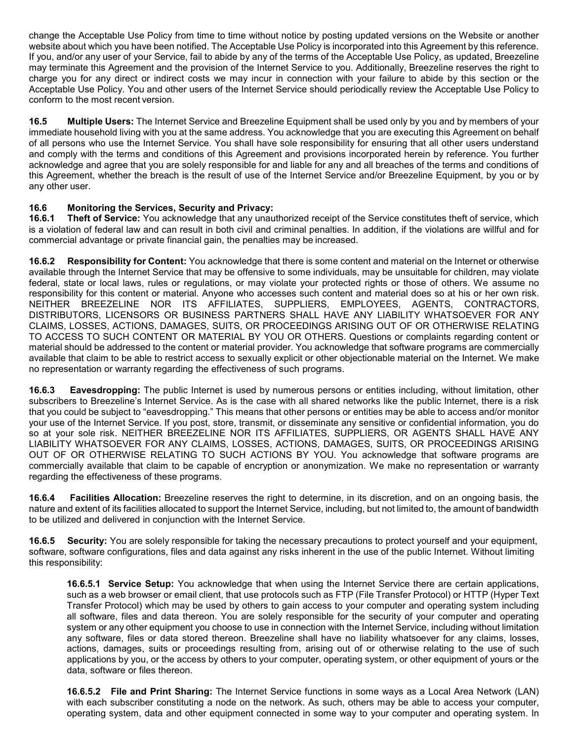change the Acceptable Use Policy from time to time without notice by posting updated versions on the Website or another website about which you have been notified. The Acceptable Use Policy is incorporated into this Agreement by this reference. If you, and/or any user of your Service, fail to abide by any of the terms of the Acceptable Use Policy, as updated, Breezeline may terminate this Agreement and the provision of the Internet Service to you. Additionally, Breezeline reserves the right to charge you for any direct or indirect costs we may incur in connection with your failure to abide by this section or the Acceptable Use Policy. You and other users of the Internet Service should periodically review the Acceptable Use Policy to conform to the most recent version.

**16.5 Multiple Users:** The Internet Service and Breezeline Equipment shall be used only by you and by members of your immediate household living with you at the same address. You acknowledge that you are executing this Agreement on behalf of all persons who use the Internet Service. You shall have sole responsibility for ensuring that all other users understand and comply with the terms and conditions of this Agreement and provisions incorporated herein by reference. You further acknowledge and agree that you are solely responsible for and liable for any and all breaches of the terms and conditions of this Agreement, whether the breach is the result of use of the Internet Service and/or Breezeline Equipment, by you or by any other user.

**16.6 Monitoring the Services, Security and Privacy:**

**16.6.1 Theft of Service:** You acknowledge that any unauthorized receipt of the Service constitutes theft of service, which is a violation of federal law and can result in both civil and criminal penalties. In addition, if the violations are willful and for commercial advantage or private financial gain, the penalties may be increased.

**16.6.2 Responsibility for Content:** You acknowledge that there is some content and material on the Internet or otherwise available through the Internet Service that may be offensive to some individuals, may be unsuitable for children, may violate federal, state or local laws, rules or regulations, or may violate your protected rights or those of others. We assume no responsibility for this content or material. Anyone who accesses such content and material does so at his or her own risk. NEITHER BREEZELINE NOR ITS AFFILIATES, SUPPLIERS, EMPLOYEES, AGENTS, CONTRACTORS, DISTRIBUTORS, LICENSORS OR BUSINESS PARTNERS SHALL HAVE ANY LIABILITY WHATSOEVER FOR ANY CLAIMS, LOSSES, ACTIONS, DAMAGES, SUITS, OR PROCEEDINGS ARISING OUT OF OR OTHERWISE RELATING TO ACCESS TO SUCH CONTENT OR MATERIAL BY YOU OR OTHERS. Questions or complaints regarding content or material should be addressed to the content or material provider. You acknowledge that software programs are commercially available that claim to be able to restrict access to sexually explicit or other objectionable material on the Internet. We make no representation or warranty regarding the effectiveness of such programs.

**16.6.3 Eavesdropping:** The public Internet is used by numerous persons or entities including, without limitation, other subscribers to Breezeline's Internet Service. As is the case with all shared networks like the public Internet, there is a risk that you could be subject to "eavesdropping." This means that other persons or entities may be able to access and/or monitor your use of the Internet Service. If you post, store, transmit, or disseminate any sensitive or confidential information, you do so at your sole risk. NEITHER BREEZELINE NOR ITS AFFILIATES, SUPPLIERS, OR AGENTS SHALL HAVE ANY LIABILITY WHATSOEVER FOR ANY CLAIMS, LOSSES, ACTIONS, DAMAGES, SUITS, OR PROCEEDINGS ARISING OUT OF OR OTHERWISE RELATING TO SUCH ACTIONS BY YOU. You acknowledge that software programs are commercially available that claim to be capable of encryption or anonymization. We make no representation or warranty regarding the effectiveness of these programs.

**16.6.4 Facilities Allocation:** Breezeline reserves the right to determine, in its discretion, and on an ongoing basis, the nature and extent of its facilities allocated to support the Internet Service, including, but not limited to, the amount of bandwidth to be utilized and delivered in conjunction with the Internet Service.

**16.6.5 Security:** You are solely responsible for taking the necessary precautions to protect yourself and your equipment, software, software configurations, files and data against any risks inherent in the use of the public Internet. Without limiting this responsibility:

**16.6.5.1 Service Setup:** You acknowledge that when using the Internet Service there are certain applications, such as a web browser or email client, that use protocols such as FTP (File Transfer Protocol) or HTTP (Hyper Text Transfer Protocol) which may be used by others to gain access to your computer and operating system including all software, files and data thereon. You are solely responsible for the security of your computer and operating system or any other equipment you choose to use in connection with the Internet Service, including without limitation any software, files or data stored thereon. Breezeline shall have no liability whatsoever for any claims, losses, actions, damages, suits or proceedings resulting from, arising out of or otherwise relating to the use of such applications by you, or the access by others to your computer, operating system, or other equipment of yours or the data, software or files thereon.

**16.6.5.2 File and Print Sharing:** The Internet Service functions in some ways as a Local Area Network (LAN) with each subscriber constituting a node on the network. As such, others may be able to access your computer, operating system, data and other equipment connected in some way to your computer and operating system. In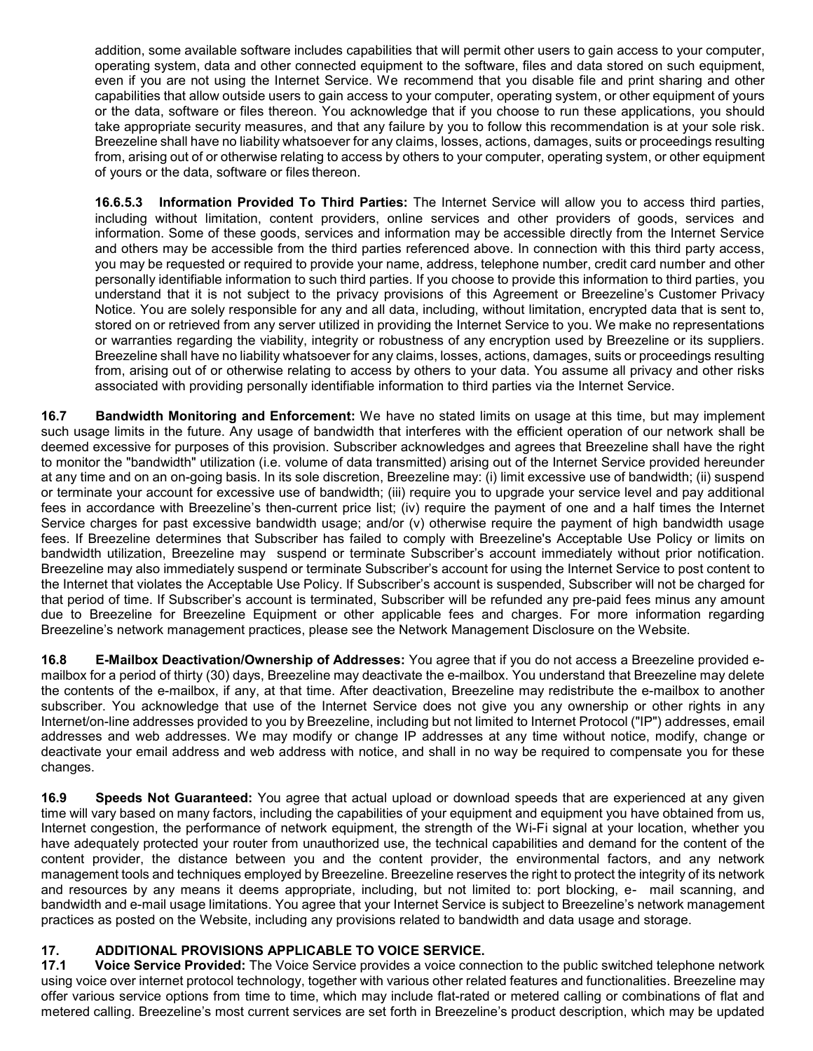addition, some available software includes capabilities that will permit other users to gain access to your computer, operating system, data and other connected equipment to the software, files and data stored on such equipment, even if you are not using the Internet Service. We recommend that you disable file and print sharing and other capabilities that allow outside users to gain access to your computer, operating system, or other equipment of yours or the data, software or files thereon. You acknowledge that if you choose to run these applications, you should take appropriate security measures, and that any failure by you to follow this recommendation is at your sole risk. Breezeline shall have no liability whatsoever for any claims, losses, actions, damages, suits or proceedings resulting from, arising out of or otherwise relating to access by others to your computer, operating system, or other equipment of yours or the data, software or files thereon.

**16.6.5.3 Information Provided To Third Parties:** The Internet Service will allow you to access third parties, including without limitation, content providers, online services and other providers of goods, services and information. Some of these goods, services and information may be accessible directly from the Internet Service and others may be accessible from the third parties referenced above. In connection with this third party access, you may be requested or required to provide your name, address, telephone number, credit card number and other personally identifiable information to such third parties. If you choose to provide this information to third parties, you understand that it is not subject to the privacy provisions of this Agreement or Breezeline's Customer Privacy Notice. You are solely responsible for any and all data, including, without limitation, encrypted data that is sent to, stored on or retrieved from any server utilized in providing the Internet Service to you. We make no representations or warranties regarding the viability, integrity or robustness of any encryption used by Breezeline or its suppliers. Breezeline shall have no liability whatsoever for any claims, losses, actions, damages, suits or proceedings resulting from, arising out of or otherwise relating to access by others to your data. You assume all privacy and other risks associated with providing personally identifiable information to third parties via the Internet Service.

**16.7 Bandwidth Monitoring and Enforcement:** We have no stated limits on usage at this time, but may implement such usage limits in the future. Any usage of bandwidth that interferes with the efficient operation of our network shall be deemed excessive for purposes of this provision. Subscriber acknowledges and agrees that Breezeline shall have the right to monitor the "bandwidth" utilization (i.e. volume of data transmitted) arising out of the Internet Service provided hereunder at any time and on an on-going basis. In its sole discretion, Breezeline may: (i) limit excessive use of bandwidth; (ii) suspend or terminate your account for excessive use of bandwidth; (iii) require you to upgrade your service level and pay additional fees in accordance with Breezeline's then-current price list; (iv) require the payment of one and a half times the Internet Service charges for past excessive bandwidth usage; and/or (v) otherwise require the payment of high bandwidth usage fees. If Breezeline determines that Subscriber has failed to comply with Breezeline's Acceptable Use Policy or limits on bandwidth utilization, Breezeline may suspend or terminate Subscriber's account immediately without prior notification. Breezeline may also immediately suspend or terminate Subscriber's account for using the Internet Service to post content to the Internet that violates the Acceptable Use Policy. If Subscriber's account is suspended, Subscriber will not be charged for that period of time. If Subscriber's account is terminated, Subscriber will be refunded any pre-paid fees minus any amount due to Breezeline for Breezeline Equipment or other applicable fees and charges. For more information regarding Breezeline's network management practices, please see the Network Management Disclosure on the Website.

**16.8 E-Mailbox Deactivation/Ownership of Addresses:** You agree that if you do not access a Breezeline provided e-mailbox for a period of thirty (30) days, Breezeline may deactivate the e-mailbox. You understand that Breezeline may delete the contents of the e-mailbox, if any, at that time. After deactivation, Breezeline may redistribute the e-mailbox to another subscriber. You acknowledge that use of the Internet Service does not give you any ownership or other rights in any Internet/on-line addresses provided to you by Breezeline, including but not limited to Internet Protocol ("IP") addresses, email addresses and web addresses. We may modify or change IP addresses at any time without notice, modify, change or deactivate your email address and web address with notice, and shall in no way be required to compensate you for these changes.

**16.9 Speeds Not Guaranteed:** You agree that actual upload or download speeds that are experienced at any given time will vary based on many factors, including the capabilities of your equipment and equipment you have obtained from us, Internet congestion, the performance of network equipment, the strength of the Wi-Fi signal at your location, whether you have adequately protected your router from unauthorized use, the technical capabilities and demand for the content of the content provider, the distance between you and the content provider, the environmental factors, and any network management tools and techniques employed by Breezeline. Breezeline reserves the right to protect the integrity of its network and resources by any means it deems appropriate, including, but not limited to: port blocking, e- mail scanning, and bandwidth and e-mail usage limitations. You agree that your Internet Service is subject to Breezeline's network management practices as posted on the Website, including any provisions related to bandwidth and data usage and storage.

## 17. ADDITIONAL PROVISIONS APPLICABLE TO VOICE SERVICE.

**17.1 Voice Service Provided:** The Voice Service provides a voice connection to the public switched telephone network using voice over internet protocol technology, together with various other related features and functionalities. Breezeline may offer various service options from time to time, which may include flat-rated or metered calling or combinations of flat and metered calling. Breezeline's most current services are set forth in Breezeline's product description, which may be updated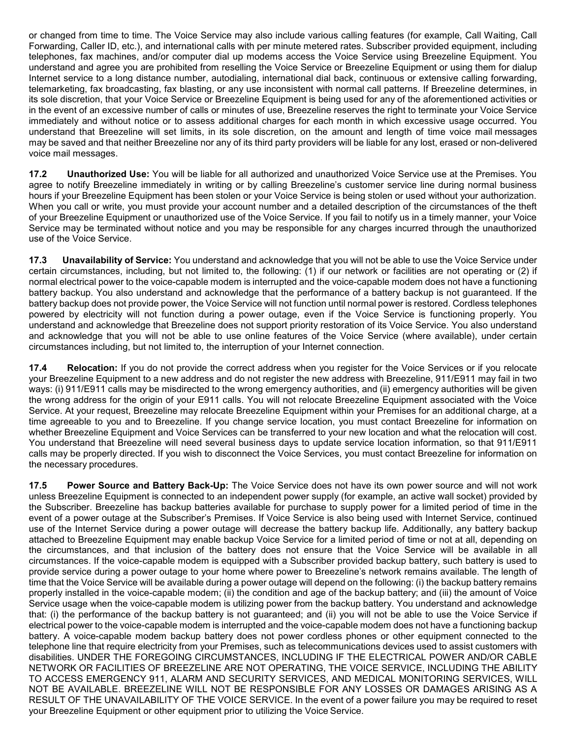or changed from time to time. The Voice Service may also include various calling features (for example, Call Waiting, Call Forwarding, Caller ID, etc.), and international calls with per minute metered rates. Subscriber provided equipment, including telephones, fax machines, and/or computer dial up modems access the Voice Service using Breezeline Equipment. You understand and agree you are prohibited from reselling the Voice Service or Breezeline Equipment or using them for dialup Internet service to a long distance number, autodialing, international dial back, continuous or extensive calling forwarding, telemarketing, fax broadcasting, fax blasting, or any use inconsistent with normal call patterns. If Breezeline determines, in its sole discretion, that your Voice Service or Breezeline Equipment is being used for any of the aforementioned activities or in the event of an excessive number of calls or minutes of use, Breezeline reserves the right to terminate your Voice Service immediately and without notice or to assess additional charges for each month in which excessive usage occurred. You understand that Breezeline will set limits, in its sole discretion, on the amount and length of time voice mail messages may be saved and that neither Breezeline nor any of its third party providers will be liable for any lost, erased or non-delivered voice mail messages.

**17.2 Unauthorized Use:** You will be liable for all authorized and unauthorized Voice Service use at the Premises. You agree to notify Breezeline immediately in writing or by calling Breezeline's customer service line during normal business hours if your Breezeline Equipment has been stolen or your Voice Service is being stolen or used without your authorization. When you call or write, you must provide your account number and a detailed description of the circumstances of the theft of your Breezeline Equipment or unauthorized use of the Voice Service. If you fail to notify us in a timely manner, your Voice Service may be terminated without notice and you may be responsible for any charges incurred through the unauthorized use of the Voice Service.

**17.3 Unavailability of Service:** You understand and acknowledge that you will not be able to use the Voice Service under certain circumstances, including, but not limited to, the following: (1) if our network or facilities are not operating or (2) if normal electrical power to the voice-capable modem is interrupted and the voice-capable modem does not have a functioning battery backup. You also understand and acknowledge that the performance of a battery backup is not guaranteed. If the battery backup does not provide power, the Voice Service will not function until normal power is restored. Cordless telephones powered by electricity will not function during a power outage, even if the Voice Service is functioning properly. You understand and acknowledge that Breezeline does not support priority restoration of its Voice Service. You also understand and acknowledge that you will not be able to use online features of the Voice Service (where available), under certain circumstances including, but not limited to, the interruption of your Internet connection.

**17.4 Relocation:** If you do not provide the correct address when you register for the Voice Services or if you relocate your Breezeline Equipment to a new address and do not register the new address with Breezeline, 911/E911 may fail in two ways: (i) 911/E911 calls may be misdirected to the wrong emergency authorities, and (ii) emergency authorities will be given the wrong address for the origin of your E911 calls. You will not relocate Breezeline Equipment associated with the Voice Service. At your request, Breezeline may relocate Breezeline Equipment within your Premises for an additional charge, at a time agreeable to you and to Breezeline. If you change service location, you must contact Breezeline for information on whether Breezeline Equipment and Voice Services can be transferred to your new location and what the relocation will cost. You understand that Breezeline will need several business days to update service location information, so that 911/E911 calls may be properly directed. If you wish to disconnect the Voice Services, you must contact Breezeline for information on the necessary procedures.

**17.5 Power Source and Battery Back-Up:** The Voice Service does not have its own power source and will not work unless Breezeline Equipment is connected to an independent power supply (for example, an active wall socket) provided by the Subscriber. Breezeline has backup batteries available for purchase to supply power for a limited period of time in the event of a power outage at the Subscriber's Premises. If Voice Service is also being used with Internet Service, continued use of the Internet Service during a power outage will decrease the battery backup life. Additionally, any battery backup attached to Breezeline Equipment may enable backup Voice Service for a limited period of time or not at all, depending on the circumstances, and that inclusion of the battery does not ensure that the Voice Service will be available in all circumstances. If the voice-capable modem is equipped with a Subscriber provided backup battery, such battery is used to provide service during a power outage to your home where power to Breezeline's network remains available. The length of time that the Voice Service will be available during a power outage will depend on the following: (i) the backup battery remains properly installed in the voice-capable modem; (ii) the condition and age of the backup battery; and (iii) the amount of Voice Service usage when the voice-capable modem is utilizing power from the backup battery. You understand and acknowledge that: (i) the performance of the backup battery is not guaranteed; and (ii) you will not be able to use the Voice Service if electrical power to the voice-capable modem is interrupted and the voice-capable modem does not have a functioning backup battery. A voice-capable modem backup battery does not power cordless phones or other equipment connected to the telephone line that require electricity from your Premises, such as telecommunications devices used to assist customers with disabilities. UNDER THE FOREGOING CIRCUMSTANCES, INCLUDING IF THE ELECTRICAL POWER AND/OR CABLE NETWORK OR FACILITIES OF BREEZELINE ARE NOT OPERATING, THE VOICE SERVICE, INCLUDING THE ABILITY TO ACCESS EMERGENCY 911, ALARM AND SECURITY SERVICES, AND MEDICAL MONITORING SERVICES, WILL NOT BE AVAILABLE. BREEZELINE WILL NOT BE RESPONSIBLE FOR ANY LOSSES OR DAMAGES ARISING AS A RESULT OF THE UNAVAILABILITY OF THE VOICE SERVICE. In the event of a power failure you may be required to reset your Breezeline Equipment or other equipment prior to utilizing the Voice Service.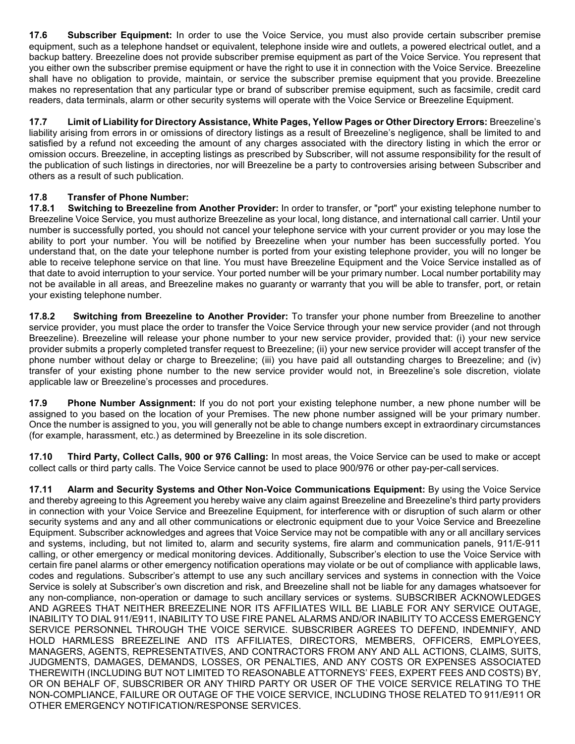**17.6 Subscriber Equipment:** In order to use the Voice Service, you must also provide certain subscriber premise equipment, such as a telephone handset or equivalent, telephone inside wire and outlets, a powered electrical outlet, and a backup battery. Breezeline does not provide subscriber premise equipment as part of the Voice Service. You represent that you either own the subscriber premise equipment or have the right to use it in connection with the Voice Service. Breezeline shall have no obligation to provide, maintain, or service the subscriber premise equipment that you provide. Breezeline makes no representation that any particular type or brand of subscriber premise equipment, such as facsimile, credit card readers, data terminals, alarm or other security systems will operate with the Voice Service or Breezeline Equipment.

**17.7 Limit of Liability for Directory Assistance, White Pages, Yellow Pages or Other Directory Errors:** Breezeline's liability arising from errors in or omissions of directory listings as a result of Breezeline's negligence, shall be limited to and satisfied by a refund not exceeding the amount of any charges associated with the directory listing in which the error or omission occurs. Breezeline, in accepting listings as prescribed by Subscriber, will not assume responsibility for the result of the publication of such listings in directories, nor will Breezeline be a party to controversies arising between Subscriber and others as a result of such publication.

**17.8 Transfer of Phone Number:**

**17.8.1 Switching to Breezeline from Another Provider:** In order to transfer, or "port" your existing telephone number to Breezeline Voice Service, you must authorize Breezeline as your local, long distance, and international call carrier. Until your number is successfully ported, you should not cancel your telephone service with your current provider or you may lose the ability to port your number. You will be notified by Breezeline when your number has been successfully ported. You understand that, on the date your telephone number is ported from your existing telephone provider, you will no longer be able to receive telephone service on that line. You must have Breezeline Equipment and the Voice Service installed as of that date to avoid interruption to your service. Your ported number will be your primary number. Local number portability may not be available in all areas, and Breezeline makes no guaranty or warranty that you will be able to transfer, port, or retain your existing telephone number.

**17.8.2 Switching from Breezeline to Another Provider:** To transfer your phone number from Breezeline to another service provider, you must place the order to transfer the Voice Service through your new service provider (and not through Breezeline). Breezeline will release your phone number to your new service provider, provided that: (i) your new service provider submits a properly completed transfer request to Breezeline; (ii) your new service provider will accept transfer of the phone number without delay or charge to Breezeline; (iii) you have paid all outstanding charges to Breezeline; and (iv) transfer of your existing phone number to the new service provider would not, in Breezeline's sole discretion, violate applicable law or Breezeline's processes and procedures.

**17.9 Phone Number Assignment:** If you do not port your existing telephone number, a new phone number will be assigned to you based on the location of your Premises. The new phone number assigned will be your primary number. Once the number is assigned to you, you will generally not be able to change numbers except in extraordinary circumstances (for example, harassment, etc.) as determined by Breezeline in its sole discretion.

**17.10 Third Party, Collect Calls, 900 or 976 Calling:** In most areas, the Voice Service can be used to make or accept collect calls or third party calls. The Voice Service cannot be used to place 900/976 or other pay-per-call services.

**17.11 Alarm and Security Systems and Other Non-Voice Communications Equipment:** By using the Voice Service and thereby agreeing to this Agreement you hereby waive any claim against Breezeline and Breezeline's third party providers in connection with your Voice Service and Breezeline Equipment, for interference with or disruption of such alarm or other security systems and any and all other communications or electronic equipment due to your Voice Service and Breezeline Equipment. Subscriber acknowledges and agrees that Voice Service may not be compatible with any or all ancillary services and systems, including, but not limited to, alarm and security systems, fire alarm and communication panels, 911/E-911 calling, or other emergency or medical monitoring devices. Additionally, Subscriber's election to use the Voice Service with certain fire panel alarms or other emergency notification operations may violate or be out of compliance with applicable laws, codes and regulations. Subscriber's attempt to use any such ancillary services and systems in connection with the Voice Service is solely at Subscriber's own discretion and risk, and Breezeline shall not be liable for any damages whatsoever for any non-compliance, non-operation or damage to such ancillary services or systems. SUBSCRIBER ACKNOWLEDGES AND AGREES THAT NEITHER BREEZELINE NOR ITS AFFILIATES WILL BE LIABLE FOR ANY SERVICE OUTAGE, INABILITY TO DIAL 911/E911, INABILITY TO USE FIRE PANEL ALARMS AND/OR INABILITY TO ACCESS EMERGENCY SERVICE PERSONNEL THROUGH THE VOICE SERVICE. SUBSCRIBER AGREES TO DEFEND, INDEMNIFY, AND HOLD HARMLESS BREEZELINE AND ITS AFFILIATES, DIRECTORS, MEMBERS, OFFICERS, EMPLOYEES, MANAGERS, AGENTS, REPRESENTATIVES, AND CONTRACTORS FROM ANY AND ALL ACTIONS, CLAIMS, SUITS, JUDGMENTS, DAMAGES, DEMANDS, LOSSES, OR PENALTIES, AND ANY COSTS OR EXPENSES ASSOCIATED THEREWITH (INCLUDING BUT NOT LIMITED TO REASONABLE ATTORNEYS' FEES, EXPERT FEES AND COSTS) BY, OR ON BEHALF OF, SUBSCRIBER OR ANY THIRD PARTY OR USER OF THE VOICE SERVICE RELATING TO THE NON-COMPLIANCE, FAILURE OR OUTAGE OF THE VOICE SERVICE, INCLUDING THOSE RELATED TO 911/E911 OR OTHER EMERGENCY NOTIFICATION/RESPONSE SERVICES.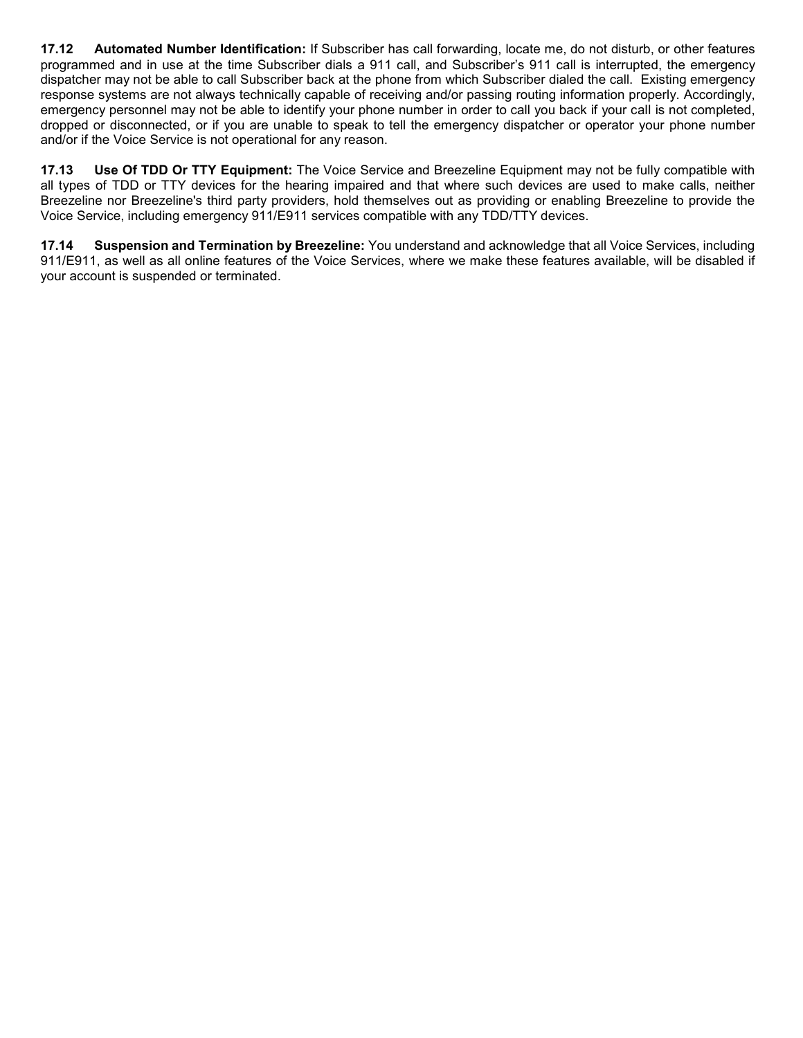**17.12 Automated Number Identification:** If Subscriber has call forwarding, locate me, do not disturb, or other features programmed and in use at the time Subscriber dials a 911 call, and Subscriber's 911 call is interrupted, the emergency dispatcher may not be able to call Subscriber back at the phone from which Subscriber dialed the call. Existing emergency response systems are not always technically capable of receiving and/or passing routing information properly. Accordingly, emergency personnel may not be able to identify your phone number in order to call you back if your call is not completed, dropped or disconnected, or if you are unable to speak to tell the emergency dispatcher or operator your phone number and/or if the Voice Service is not operational for any reason.

**17.13 Use Of TDD Or TTY Equipment:** The Voice Service and Breezeline Equipment may not be fully compatible with all types of TDD or TTY devices for the hearing impaired and that where such devices are used to make calls, neither Breezeline nor Breezeline's third party providers, hold themselves out as providing or enabling Breezeline to provide the Voice Service, including emergency 911/E911 services compatible with any TDD/TTY devices.

**17.14 Suspension and Termination by Breezeline:** You understand and acknowledge that all Voice Services, including 911/E911, as well as all online features of the Voice Services, where we make these features available, will be disabled if your account is suspended or terminated.